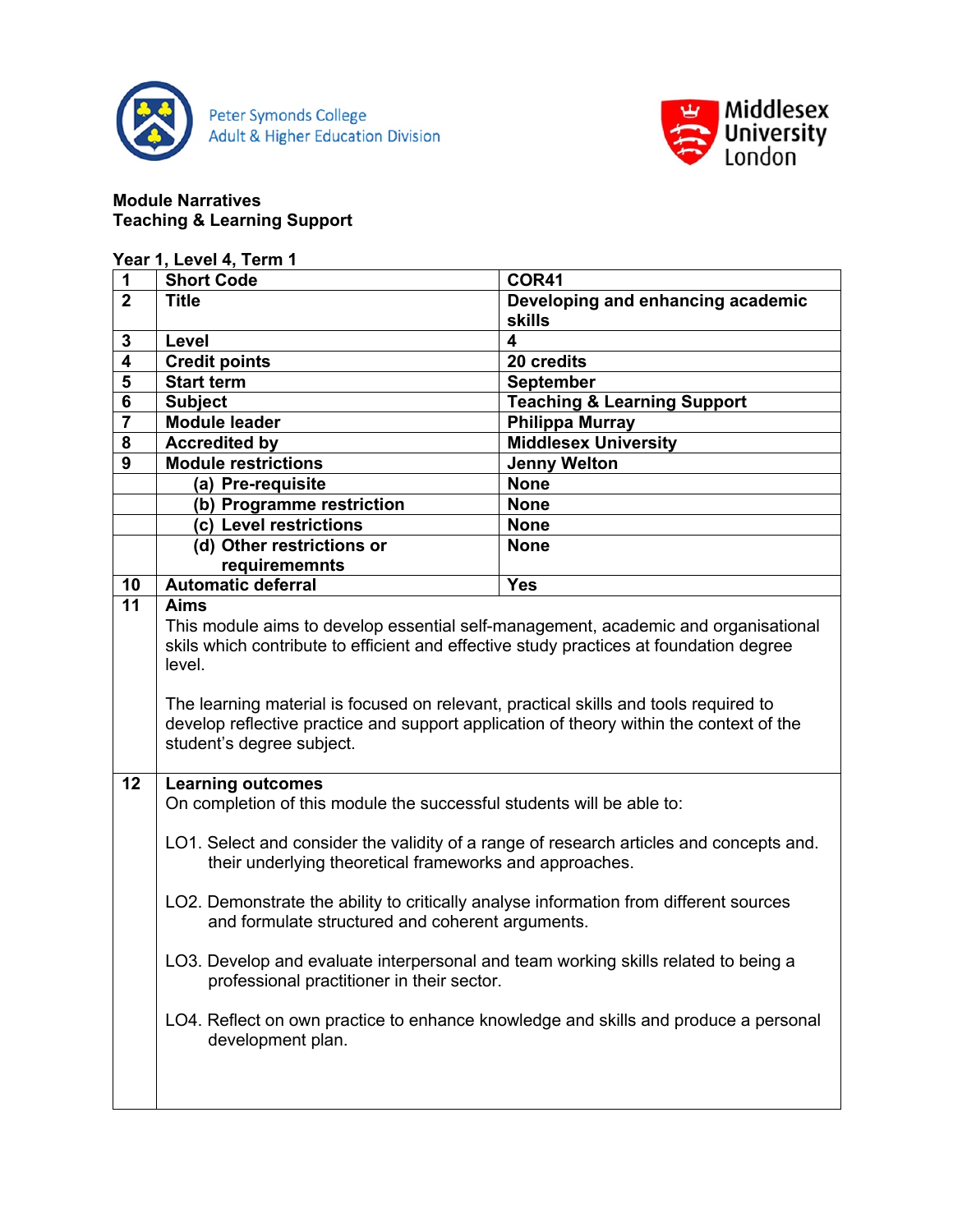Peter Symonds College
Adult & Higher Education Division

Middlesex University London

**Module Narratives**
**Teaching & Learning Support**

**Year 1, Level 4, Term 1**

| | | |
|---|---|---|
| **1** | **Short Code** | **COR41** |
| **2** | **Title** | **Developing and enhancing academic skills** |
| **3** | **Level** | **4** |
| **4** | **Credit points** | **20 credits** |
| **5** | **Start term** | **September** |
| **6** | **Subject** | **Teaching & Learning Support** |
| **7** | **Module leader** | **Philippa Murray** |
| **8** | **Accredited by** | **Middlesex University** |
| **9** | **Module restrictions** | **Jenny Welton** |
| | **(a) Pre-requisite** | **None** |
| | **(b) Programme restriction** | **None** |
| | **(c) Level restrictions** | **None** |
| | **(d) Other restrictions or requiremennts** | **None** |
| **10** | **Automatic deferral** | **Yes** |
| **11** | **Aims**<br>This module aims to develop essential self-management, academic and organisational skils which contribute to efficient and effective study practices at foundation degree level.<br><br>The learning material is focused on relevant, practical skills and tools required to develop reflective practice and support application of theory within the context of the student's degree subject. | |
| **12** | **Learning outcomes**<br>On completion of this module the successful students will be able to:<br><br>LO1. Select and consider the validity of a range of research articles and concepts and. their underlying theoretical frameworks and approaches.<br><br>LO2. Demonstrate the ability to critically analyse information from different sources and formulate structured and coherent arguments.<br><br>LO3. Develop and evaluate interpersonal and team working skills related to being a professional practitioner in their sector.<br><br>LO4. Reflect on own practice to enhance knowledge and skills and produce a personal development plan. | |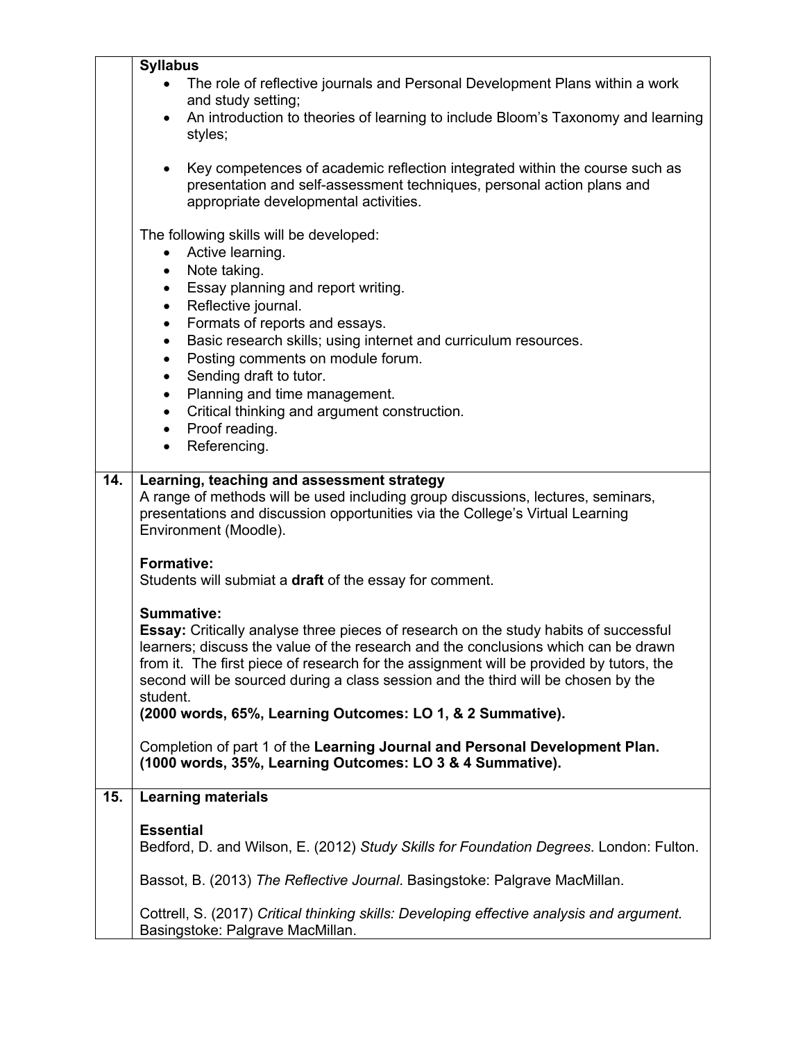**Syllabus**

- The role of reflective journals and Personal Development Plans within a work and study setting;
- An introduction to theories of learning to include Bloom's Taxonomy and learning styles;
- Key competences of academic reflection integrated within the course such as presentation and self-assessment techniques, personal action plans and appropriate developmental activities.

The following skills will be developed:

- Active learning.
- Note taking.
- Essay planning and report writing.
- Reflective journal.
- Formats of reports and essays.
- Basic research skills; using internet and curriculum resources.
- Posting comments on module forum.
- Sending draft to tutor.
- Planning and time management.
- Critical thinking and argument construction.
- Proof reading.
- Referencing.

## 14. Learning, teaching and assessment strategy

A range of methods will be used including group discussions, lectures, seminars, presentations and discussion opportunities via the College's Virtual Learning Environment (Moodle).

**Formative:**

Students will submiat a **draft** of the essay for comment.

**Summative:**

**Essay:** Critically analyse three pieces of research on the study habits of successful learners; discuss the value of the research and the conclusions which can be drawn from it. The first piece of research for the assignment will be provided by tutors, the second will be sourced during a class session and the third will be chosen by the student.

**(2000 words, 65%, Learning Outcomes: LO 1, & 2 Summative).**

Completion of part 1 of the **Learning Journal and Personal Development Plan. (1000 words, 35%, Learning Outcomes: LO 3 & 4 Summative).**

## 15. Learning materials

**Essential**

Bedford, D. and Wilson, E. (2012) *Study Skills for Foundation Degrees*. London: Fulton.

Bassot, B. (2013) *The Reflective Journal*. Basingstoke: Palgrave MacMillan.

Cottrell, S. (2017) *Critical thinking skills: Developing effective analysis and argument*. Basingstoke: Palgrave MacMillan.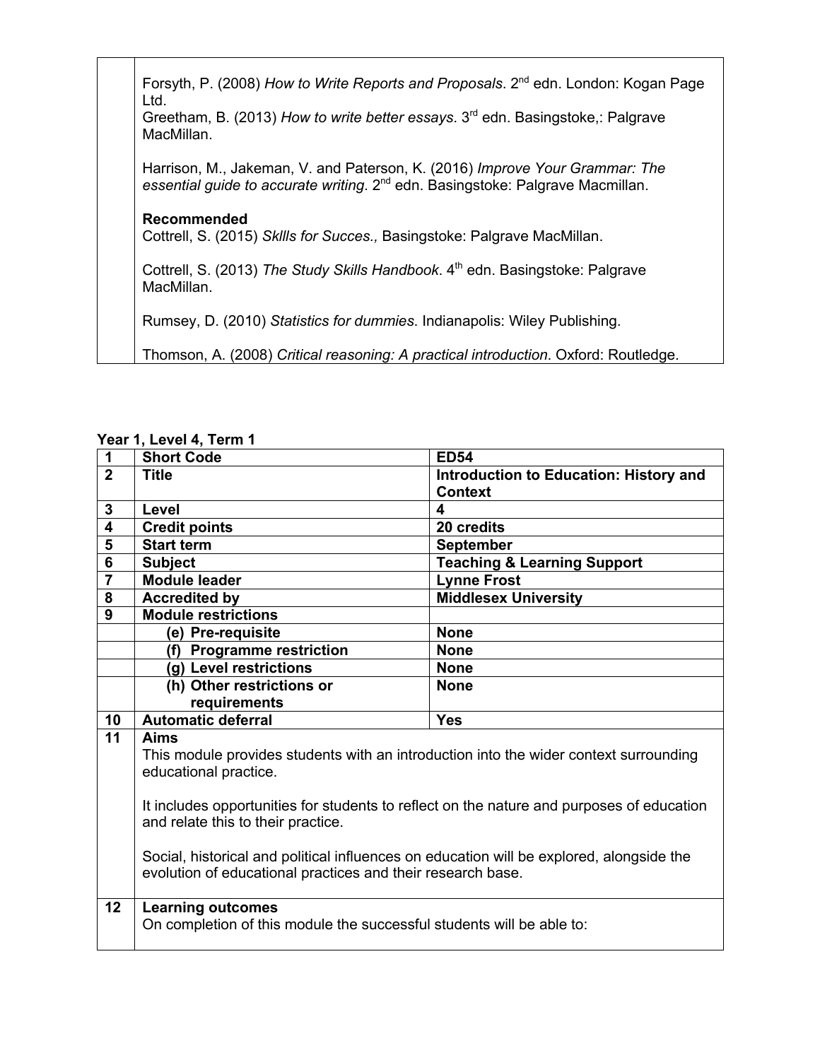| | |
|---|---|
| | Forsyth, P. (2008) *How to Write Reports and Proposals*. 2nd edn. London: Kogan Page Ltd.<br>Greetham, B. (2013) *How to write better essays*. 3rd edn. Basingstoke,: Palgrave MacMillan.<br><br>Harrison, M., Jakeman, V. and Paterson, K. (2016) *Improve Your Grammar: The essential guide to accurate writing*. 2nd edn. Basingstoke: Palgrave Macmillan.<br><br>**Recommended**<br>Cottrell, S. (2015) *Sklls for Succes.,* Basingstoke: Palgrave MacMillan.<br><br>Cottrell, S. (2013) *The Study Skills Handbook*. 4th edn. Basingstoke: Palgrave MacMillan.<br><br>Rumsey, D. (2010) *Statistics for dummies*. Indianapolis: Wiley Publishing.<br><br>Thomson, A. (2008) *Critical reasoning: A practical introduction*. Oxford: Routledge. |

**Year 1, Level 4, Term 1**

| | | |
|---|---|---|
| **1** | **Short Code** | **ED54** |
| **2** | **Title** | **Introduction to Education: History and Context** |
| **3** | **Level** | **4** |
| **4** | **Credit points** | **20 credits** |
| **5** | **Start term** | **September** |
| **6** | **Subject** | **Teaching & Learning Support** |
| **7** | **Module leader** | **Lynne Frost** |
| **8** | **Accredited by** | **Middlesex University** |
| **9** | **Module restrictions** | |
| | **(e) Pre-requisite** | **None** |
| | **(f) Programme restriction** | **None** |
| | **(g) Level restrictions** | **None** |
| | **(h) Other restrictions or requirements** | **None** |
| **10** | **Automatic deferral** | **Yes** |
| **11** | **Aims**<br>This module provides students with an introduction into the wider context surrounding educational practice.<br><br>It includes opportunities for students to reflect on the nature and purposes of education and relate this to their practice.<br><br>Social, historical and political influences on education will be explored, alongside the evolution of educational practices and their research base. | |
| **12** | **Learning outcomes**<br>On completion of this module the successful students will be able to: | |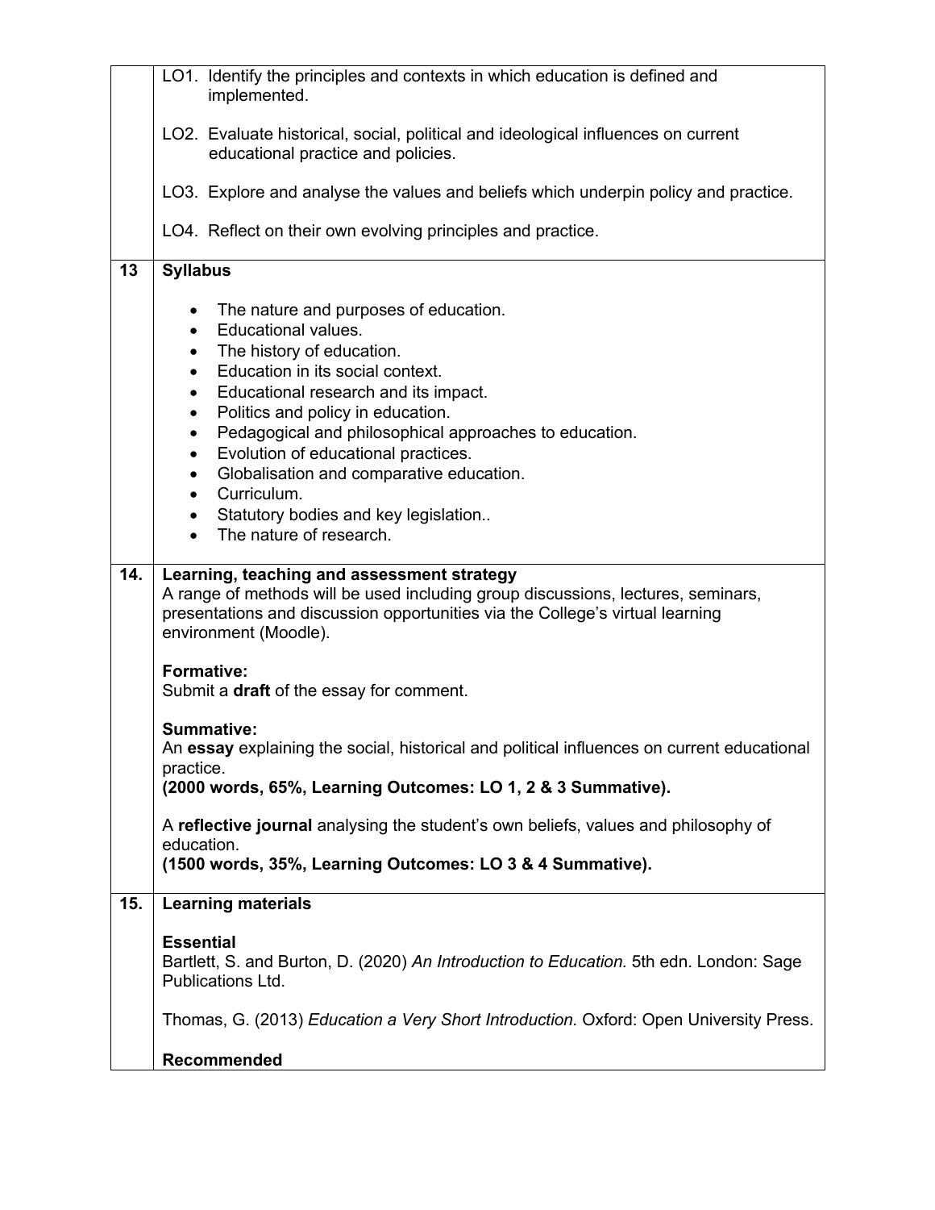| | |
|---|---|
| | LO1. Identify the principles and contexts in which education is defined and implemented.<br><br>LO2. Evaluate historical, social, political and ideological influences on current educational practice and policies.<br><br>LO3. Explore and analyse the values and beliefs which underpin policy and practice.<br><br>LO4. Reflect on their own evolving principles and practice. |
| 13 | **Syllabus**<br><br>• The nature and purposes of education.<br>• Educational values.<br>• The history of education.<br>• Education in its social context.<br>• Educational research and its impact.<br>• Politics and policy in education.<br>• Pedagogical and philosophical approaches to education.<br>• Evolution of educational practices.<br>• Globalisation and comparative education.<br>• Curriculum.<br>• Statutory bodies and key legislation..<br>• The nature of research. |
| 14. | **Learning, teaching and assessment strategy**<br>A range of methods will be used including group discussions, lectures, seminars, presentations and discussion opportunities via the College's virtual learning environment (Moodle).<br><br>**Formative:**<br>Submit a **draft** of the essay for comment.<br><br>**Summative:**<br>An **essay** explaining the social, historical and political influences on current educational practice.<br>**(2000 words, 65%, Learning Outcomes: LO 1, 2 & 3 Summative).**<br><br>A **reflective journal** analysing the student's own beliefs, values and philosophy of education.<br>**(1500 words, 35%, Learning Outcomes: LO 3 & 4 Summative).** |
| 15. | **Learning materials**<br><br>**Essential**<br>Bartlett, S. and Burton, D. (2020) *An Introduction to Education.* 5th edn. London: Sage Publications Ltd.<br><br>Thomas, G. (2013) *Education a Very Short Introduction.* Oxford: Open University Press.<br><br>**Recommended** |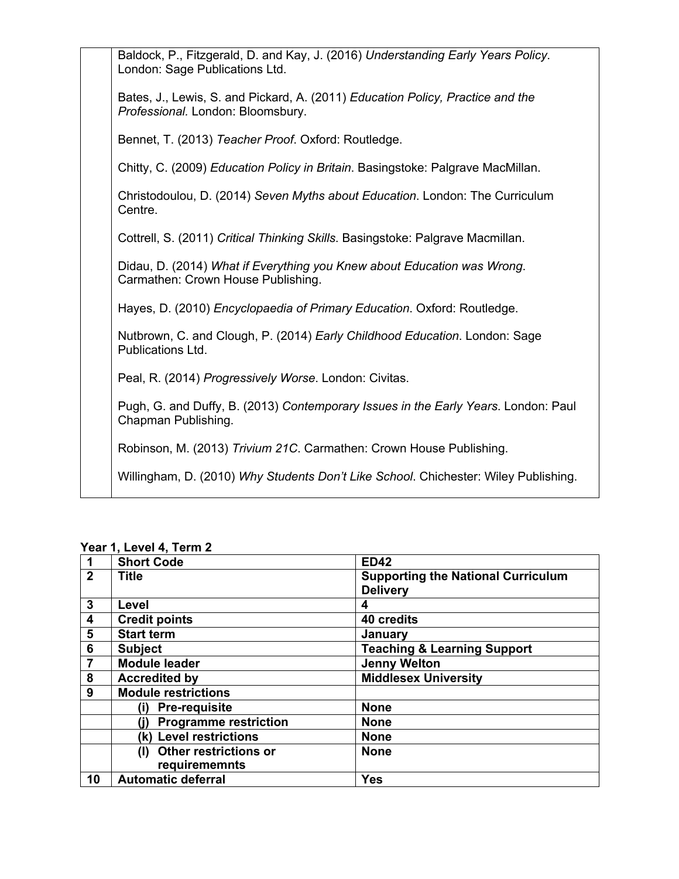| | |
|---|---|
| | Baldock, P., Fitzgerald, D. and Kay, J. (2016) *Understanding Early Years Policy*. London: Sage Publications Ltd.<br><br>Bates, J., Lewis, S. and Pickard, A. (2011) *Education Policy, Practice and the Professional*. London: Bloomsbury.<br><br>Bennet, T. (2013) *Teacher Proof*. Oxford: Routledge.<br><br>Chitty, C. (2009) *Education Policy in Britain*. Basingstoke: Palgrave MacMillan.<br><br>Christodoulou, D. (2014) *Seven Myths about Education*. London: The Curriculum Centre.<br><br>Cottrell, S. (2011) *Critical Thinking Skills*. Basingstoke: Palgrave Macmillan.<br><br>Didau, D. (2014) *What if Everything you Knew about Education was Wrong*. Carmathen: Crown House Publishing.<br><br>Hayes, D. (2010) *Encyclopaedia of Primary Education*. Oxford: Routledge.<br><br>Nutbrown, C. and Clough, P. (2014) *Early Childhood Education*. London: Sage Publications Ltd.<br><br>Peal, R. (2014) *Progressively Worse*. London: Civitas.<br><br>Pugh, G. and Duffy, B. (2013) *Contemporary Issues in the Early Years*. London: Paul Chapman Publishing.<br><br>Robinson, M. (2013) *Trivium 21C*. Carmathen: Crown House Publishing.<br><br>Willingham, D. (2010) *Why Students Don't Like School*. Chichester: Wiley Publishing. |

**Year 1, Level 4, Term 2**

| | | |
|---|---|---|
| **1** | **Short Code** | **ED42** |
| **2** | **Title** | **Supporting the National Curriculum Delivery** |
| **3** | **Level** | **4** |
| **4** | **Credit points** | **40 credits** |
| **5** | **Start term** | **January** |
| **6** | **Subject** | **Teaching & Learning Support** |
| **7** | **Module leader** | **Jenny Welton** |
| **8** | **Accredited by** | **Middlesex University** |
| **9** | **Module restrictions** | |
| | **(i) Pre-requisite** | **None** |
| | **(j) Programme restriction** | **None** |
| | **(k) Level restrictions** | **None** |
| | **(l) Other restrictions or requirememnts** | **None** |
| **10** | **Automatic deferral** | **Yes** |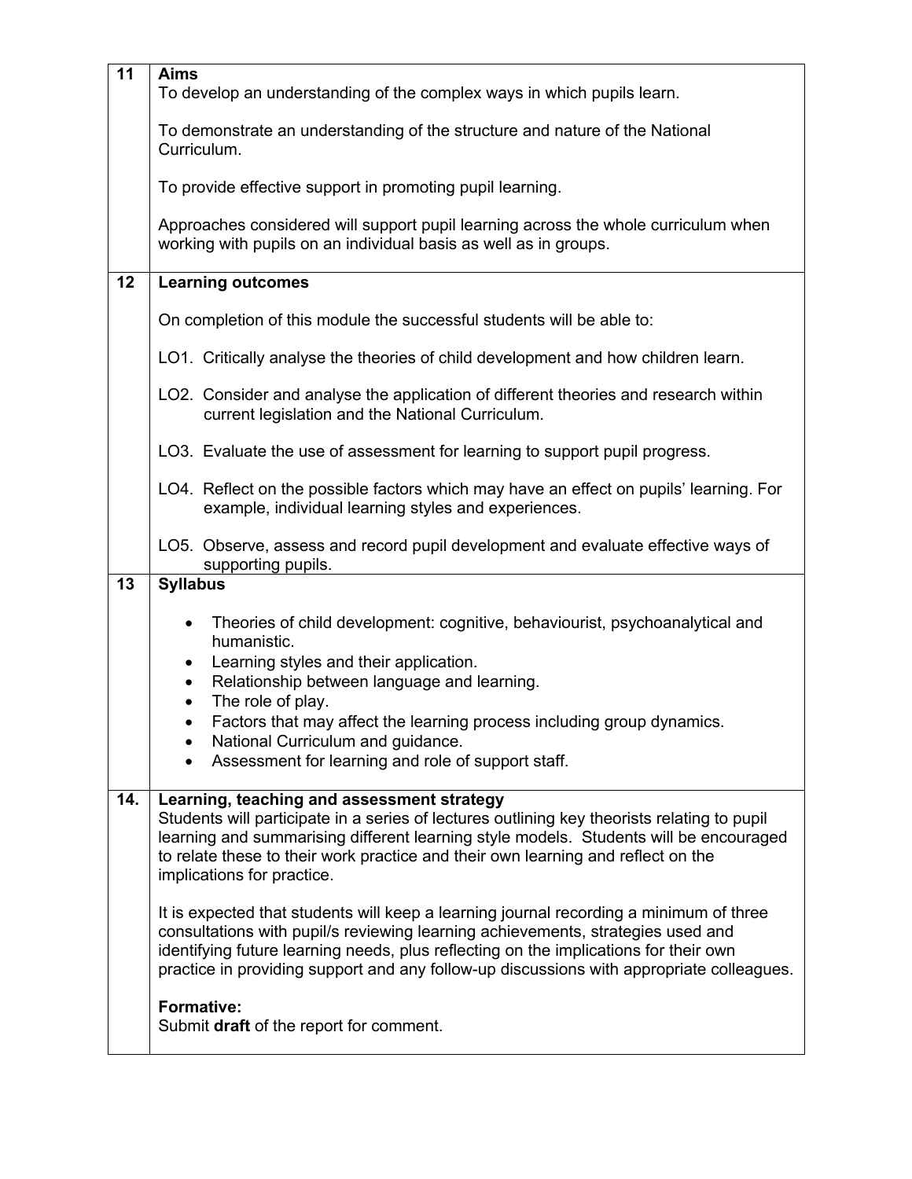| | |
|---|---|
| 11 | **Aims**<br>To develop an understanding of the complex ways in which pupils learn.<br><br>To demonstrate an understanding of the structure and nature of the National Curriculum.<br><br>To provide effective support in promoting pupil learning.<br><br>Approaches considered will support pupil learning across the whole curriculum when working with pupils on an individual basis as well as in groups. |
| 12 | **Learning outcomes**<br><br>On completion of this module the successful students will be able to:<br><br>LO1. Critically analyse the theories of child development and how children learn.<br><br>LO2. Consider and analyse the application of different theories and research within current legislation and the National Curriculum.<br><br>LO3. Evaluate the use of assessment for learning to support pupil progress.<br><br>LO4. Reflect on the possible factors which may have an effect on pupils' learning. For example, individual learning styles and experiences.<br><br>LO5. Observe, assess and record pupil development and evaluate effective ways of supporting pupils. |
| 13 | **Syllabus**<br><br>• Theories of child development: cognitive, behaviourist, psychoanalytical and humanistic.<br>• Learning styles and their application.<br>• Relationship between language and learning.<br>• The role of play.<br>• Factors that may affect the learning process including group dynamics.<br>• National Curriculum and guidance.<br>• Assessment for learning and role of support staff. |
| 14. | **Learning, teaching and assessment strategy**<br>Students will participate in a series of lectures outlining key theorists relating to pupil learning and summarising different learning style models. Students will be encouraged to relate these to their work practice and their own learning and reflect on the implications for practice.<br><br>It is expected that students will keep a learning journal recording a minimum of three consultations with pupil/s reviewing learning achievements, strategies used and identifying future learning needs, plus reflecting on the implications for their own practice in providing support and any follow-up discussions with appropriate colleagues.<br><br>**Formative:**<br>Submit **draft** of the report for comment. |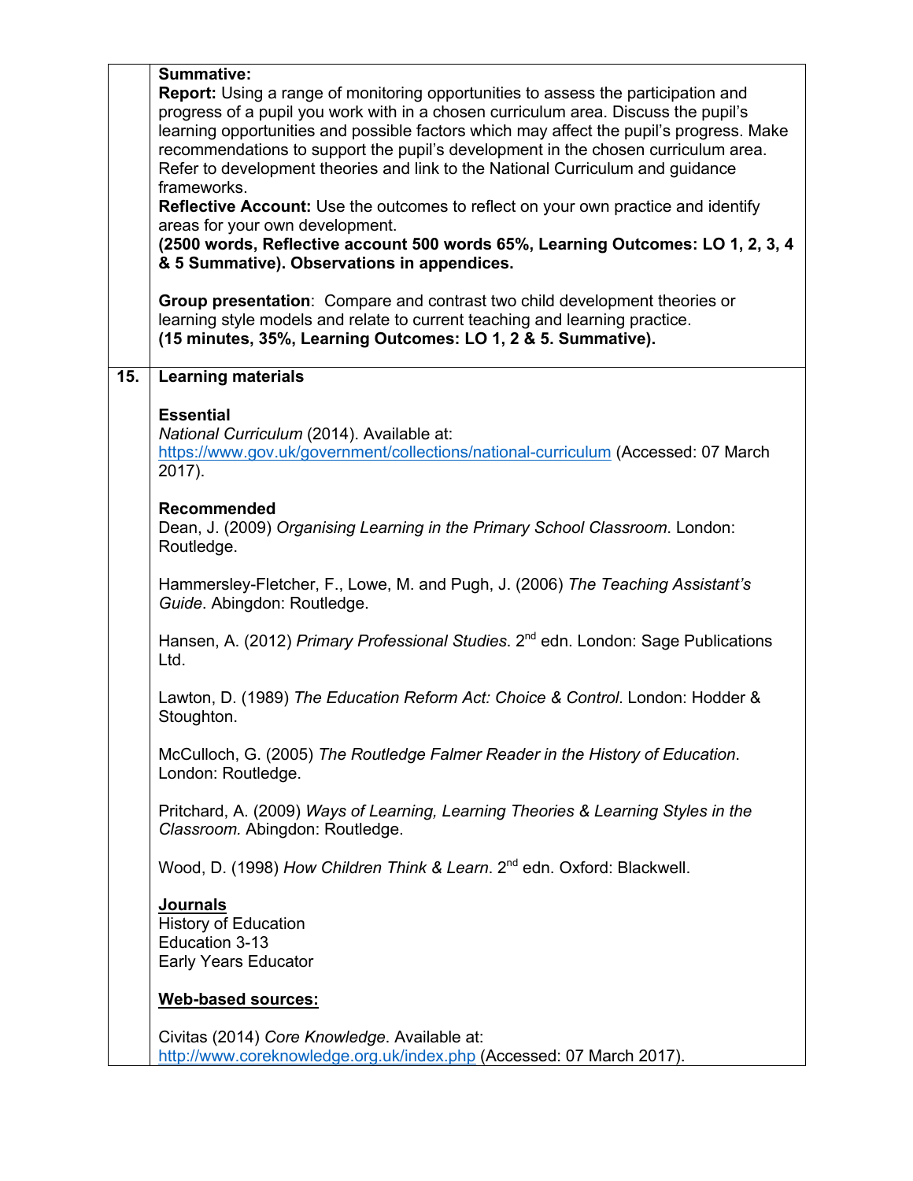**Summative:**
**Report:** Using a range of monitoring opportunities to assess the participation and progress of a pupil you work with in a chosen curriculum area. Discuss the pupil's learning opportunities and possible factors which may affect the pupil's progress. Make recommendations to support the pupil's development in the chosen curriculum area. Refer to development theories and link to the National Curriculum and guidance frameworks.
**Reflective Account:** Use the outcomes to reflect on your own practice and identify areas for your own development.
**(2500 words, Reflective account 500 words 65%, Learning Outcomes: LO 1, 2, 3, 4 & 5 Summative). Observations in appendices.**

**Group presentation**: Compare and contrast two child development theories or learning style models and relate to current teaching and learning practice.
**(15 minutes, 35%, Learning Outcomes: LO 1, 2 & 5. Summative).**

## 15. Learning materials

**Essential**

*National Curriculum* (2014). Available at: https://www.gov.uk/government/collections/national-curriculum (Accessed: 07 March 2017).

**Recommended**

Dean, J. (2009) *Organising Learning in the Primary School Classroom*. London: Routledge.

Hammersley-Fletcher, F., Lowe, M. and Pugh, J. (2006) *The Teaching Assistant's Guide*. Abingdon: Routledge.

Hansen, A. (2012) *Primary Professional Studies*. 2nd edn. London: Sage Publications Ltd.

Lawton, D. (1989) *The Education Reform Act: Choice & Control*. London: Hodder & Stoughton.

McCulloch, G. (2005) *The Routledge Falmer Reader in the History of Education*. London: Routledge.

Pritchard, A. (2009) *Ways of Learning, Learning Theories & Learning Styles in the Classroom.* Abingdon: Routledge.

Wood, D. (1998) *How Children Think & Learn*. 2nd edn. Oxford: Blackwell.

**Journals**

History of Education
Education 3-13
Early Years Educator

**Web-based sources:**

Civitas (2014) *Core Knowledge*. Available at: http://www.coreknowledge.org.uk/index.php (Accessed: 07 March 2017).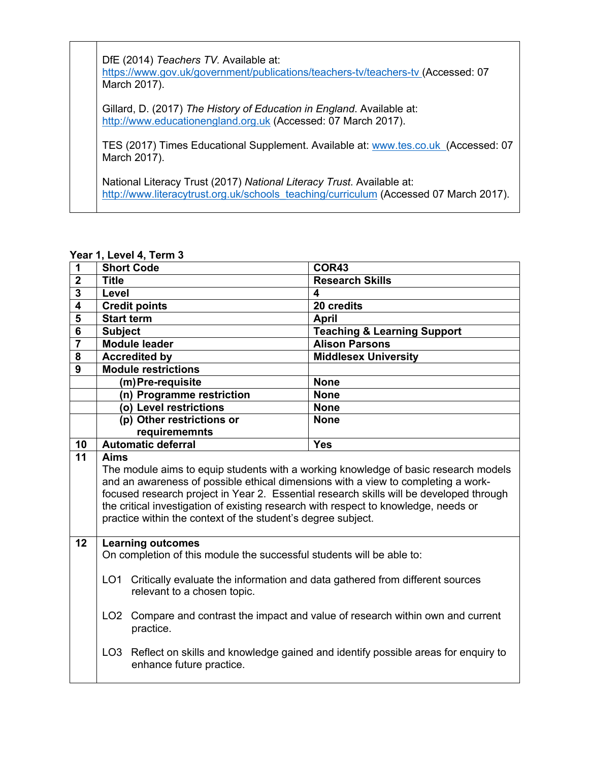DfE (2014) *Teachers TV*. Available at: https://www.gov.uk/government/publications/teachers-tv/teachers-tv (Accessed: 07 March 2017).

Gillard, D. (2017) *The History of Education in England*. Available at: http://www.educationengland.org.uk (Accessed: 07 March 2017).

TES (2017) Times Educational Supplement. Available at: www.tes.co.uk (Accessed: 07 March 2017).

National Literacy Trust (2017) *National Literacy Trust*. Available at: http://www.literacytrust.org.uk/schools_teaching/curriculum (Accessed 07 March 2017).

**Year 1, Level 4, Term 3**

| | | |
|---|---|---|
| **1** | **Short Code** | **COR43** |
| **2** | **Title** | **Research Skills** |
| **3** | **Level** | **4** |
| **4** | **Credit points** | **20 credits** |
| **5** | **Start term** | **April** |
| **6** | **Subject** | **Teaching & Learning Support** |
| **7** | **Module leader** | **Alison Parsons** |
| **8** | **Accredited by** | **Middlesex University** |
| **9** | **Module restrictions** | |
| | **(m) Pre-requisite** | **None** |
| | **(n) Programme restriction** | **None** |
| | **(o) Level restrictions** | **None** |
| | **(p) Other restrictions or requiremennts** | **None** |
| **10** | **Automatic deferral** | **Yes** |
| **11** | **Aims**<br>The module aims to equip students with a working knowledge of basic research models and an awareness of possible ethical dimensions with a view to completing a work-focused research project in Year 2. Essential research skills will be developed through the critical investigation of existing research with respect to knowledge, needs or practice within the context of the student's degree subject. | |
| **12** | **Learning outcomes**<br>On completion of this module the successful students will be able to:<br><br>LO1 Critically evaluate the information and data gathered from different sources relevant to a chosen topic.<br><br>LO2 Compare and contrast the impact and value of research within own and current practice.<br><br>LO3 Reflect on skills and knowledge gained and identify possible areas for enquiry to enhance future practice. | |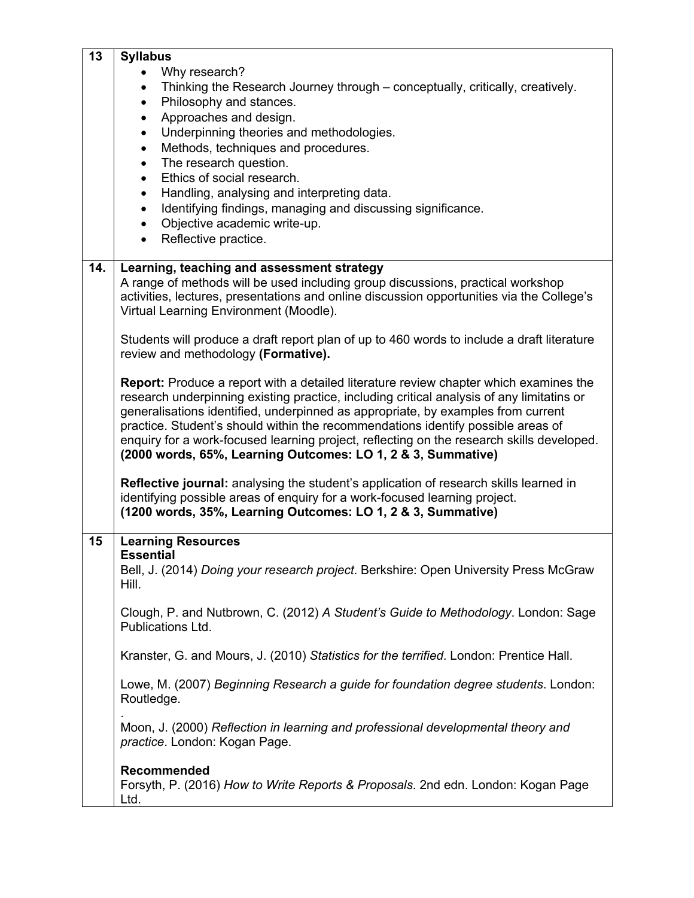| 13 | **Syllabus** |
|---|---|
| | • Why research?<br>• Thinking the Research Journey through – conceptually, critically, creatively.<br>• Philosophy and stances.<br>• Approaches and design.<br>• Underpinning theories and methodologies.<br>• Methods, techniques and procedures.<br>• The research question.<br>• Ethics of social research.<br>• Handling, analysing and interpreting data.<br>• Identifying findings, managing and discussing significance.<br>• Objective academic write-up.<br>• Reflective practice. |
| **14.** | **Learning, teaching and assessment strategy**<br>A range of methods will be used including group discussions, practical workshop activities, lectures, presentations and online discussion opportunities via the College's Virtual Learning Environment (Moodle).<br><br>Students will produce a draft report plan of up to 460 words to include a draft literature review and methodology **(Formative).**<br><br>**Report:** Produce a report with a detailed literature review chapter which examines the research underpinning existing practice, including critical analysis of any limitatins or generalisations identified, underpinned as appropriate, by examples from current practice. Student's should within the recommendations identify possible areas of enquiry for a work-focused learning project, reflecting on the research skills developed. **(2000 words, 65%, Learning Outcomes: LO 1, 2 & 3, Summative)**<br><br>**Reflective journal:** analysing the student's application of research skills learned in identifying possible areas of enquiry for a work-focused learning project. **(1200 words, 35%, Learning Outcomes: LO 1, 2 & 3, Summative)** |
| 15 | **Learning Resources**<br>**Essential**<br>Bell, J. (2014) *Doing your research project*. Berkshire: Open University Press McGraw Hill.<br><br>Clough, P. and Nutbrown, C. (2012) *A Student's Guide to Methodology*. London: Sage Publications Ltd.<br><br>Kranster, G. and Mours, J. (2010) *Statistics for the terrified*. London: Prentice Hall.<br><br>Lowe, M. (2007) *Beginning Research a guide for foundation degree students*. London: Routledge.<br>.<br>Moon, J. (2000) *Reflection in learning and professional developmental theory and practice*. London: Kogan Page.<br><br>**Recommended**<br>Forsyth, P. (2016) *How to Write Reports & Proposals*. 2nd edn. London: Kogan Page Ltd. |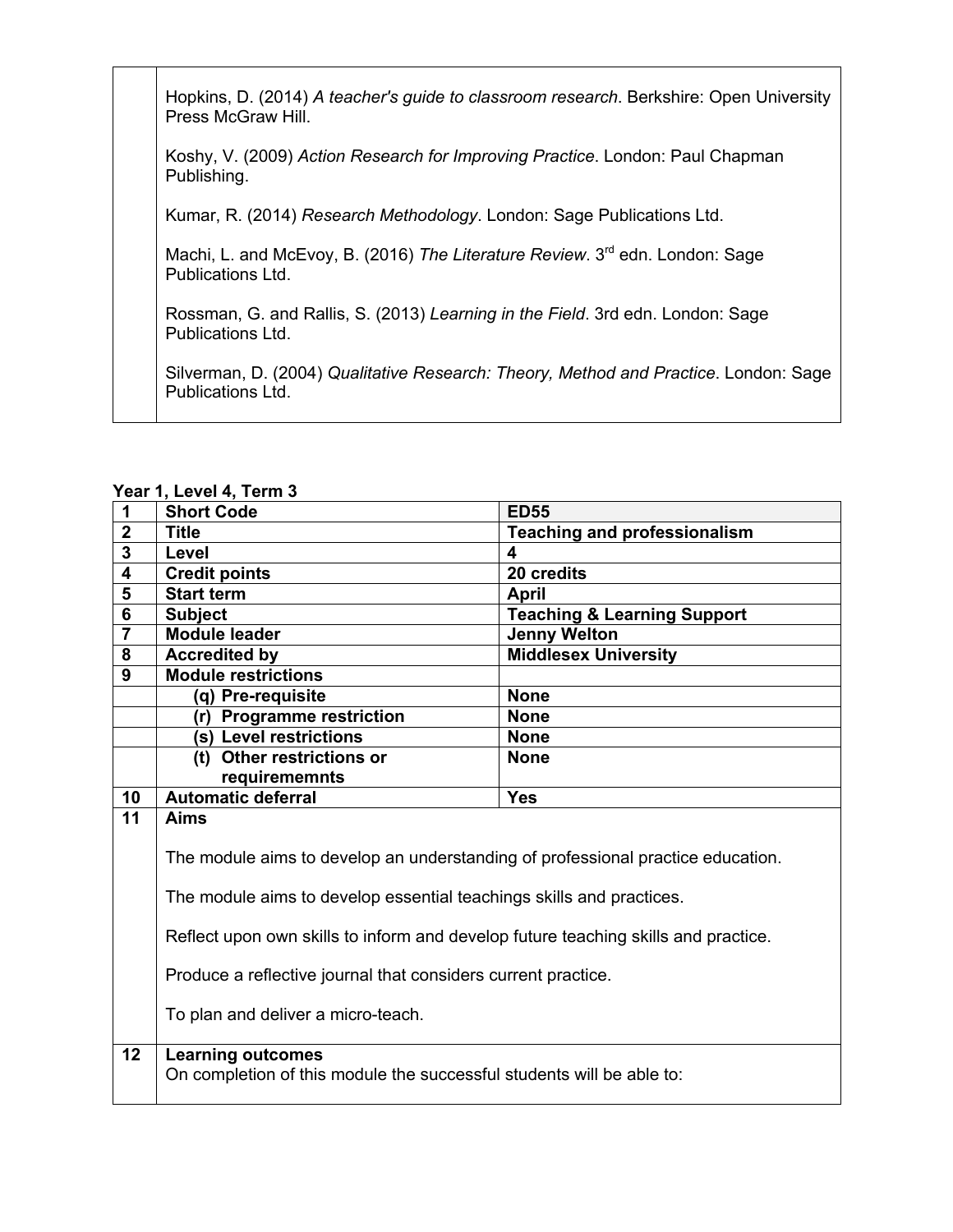| | |
|---|---|
| | Hopkins, D. (2014) *A teacher's guide to classroom research*. Berkshire: Open University Press McGraw Hill.<br><br>Koshy, V. (2009) *Action Research for Improving Practice*. London: Paul Chapman Publishing.<br><br>Kumar, R. (2014) *Research Methodology*. London: Sage Publications Ltd.<br><br>Machi, L. and McEvoy, B. (2016) *The Literature Review*. 3rd edn. London: Sage Publications Ltd.<br><br>Rossman, G. and Rallis, S. (2013) *Learning in the Field*. 3rd edn. London: Sage Publications Ltd.<br><br>Silverman, D. (2004) *Qualitative Research: Theory, Method and Practice*. London: Sage Publications Ltd. |

**Year 1, Level 4, Term 3**

| | | |
|---|---|---|
| **1** | **Short Code** | **ED55** |
| **2** | **Title** | **Teaching and professionalism** |
| **3** | **Level** | **4** |
| **4** | **Credit points** | **20 credits** |
| **5** | **Start term** | **April** |
| **6** | **Subject** | **Teaching & Learning Support** |
| **7** | **Module leader** | **Jenny Welton** |
| **8** | **Accredited by** | **Middlesex University** |
| **9** | **Module restrictions** | |
| | **(q) Pre-requisite** | **None** |
| | **(r) Programme restriction** | **None** |
| | **(s) Level restrictions** | **None** |
| | **(t) Other restrictions or requirememnts** | **None** |
| **10** | **Automatic deferral** | **Yes** |
| **11** | **Aims**<br><br>The module aims to develop an understanding of professional practice education.<br><br>The module aims to develop essential teachings skills and practices.<br><br>Reflect upon own skills to inform and develop future teaching skills and practice.<br><br>Produce a reflective journal that considers current practice.<br><br>To plan and deliver a micro-teach. | |
| **12** | **Learning outcomes**<br>On completion of this module the successful students will be able to: | |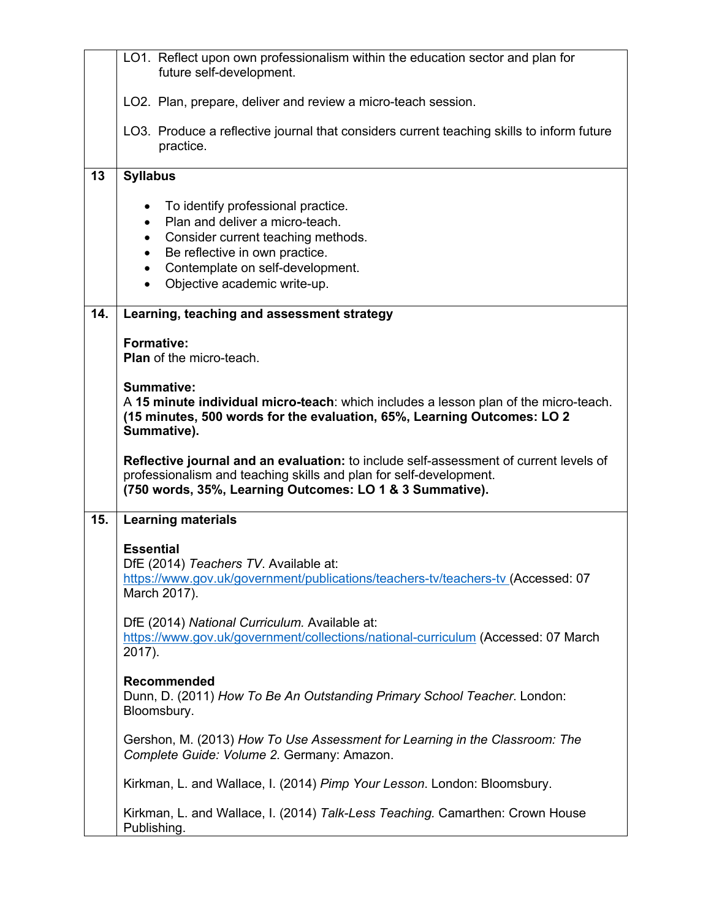| | |
|---|---|
| | LO1. Reflect upon own professionalism within the education sector and plan for future self-development.<br><br>LO2. Plan, prepare, deliver and review a micro-teach session.<br><br>LO3. Produce a reflective journal that considers current teaching skills to inform future practice. |
| 13 | **Syllabus**<br><br>• To identify professional practice.<br>• Plan and deliver a micro-teach.<br>• Consider current teaching methods.<br>• Be reflective in own practice.<br>• Contemplate on self-development.<br>• Objective academic write-up. |
| 14. | **Learning, teaching and assessment strategy**<br><br>**Formative:**<br>**Plan** of the micro-teach.<br><br>**Summative:**<br>A **15 minute individual micro-teach**: which includes a lesson plan of the micro-teach. **(15 minutes, 500 words for the evaluation, 65%, Learning Outcomes: LO 2 Summative).**<br><br>**Reflective journal and an evaluation:** to include self-assessment of current levels of professionalism and teaching skills and plan for self-development.<br>**(750 words, 35%, Learning Outcomes: LO 1 & 3 Summative).** |
| 15. | **Learning materials**<br><br>**Essential**<br>DfE (2014) *Teachers TV*. Available at: https://www.gov.uk/government/publications/teachers-tv/teachers-tv (Accessed: 07 March 2017).<br><br>DfE (2014) *National Curriculum.* Available at: https://www.gov.uk/government/collections/national-curriculum (Accessed: 07 March 2017).<br><br>**Recommended**<br>Dunn, D. (2011) *How To Be An Outstanding Primary School Teacher*. London: Bloomsbury.<br><br>Gershon, M. (2013) *How To Use Assessment for Learning in the Classroom: The Complete Guide: Volume 2.* Germany: Amazon.<br><br>Kirkman, L. and Wallace, I. (2014) *Pimp Your Lesson*. London: Bloomsbury.<br><br>Kirkman, L. and Wallace, I. (2014) *Talk-Less Teaching.* Camarthen: Crown House Publishing. |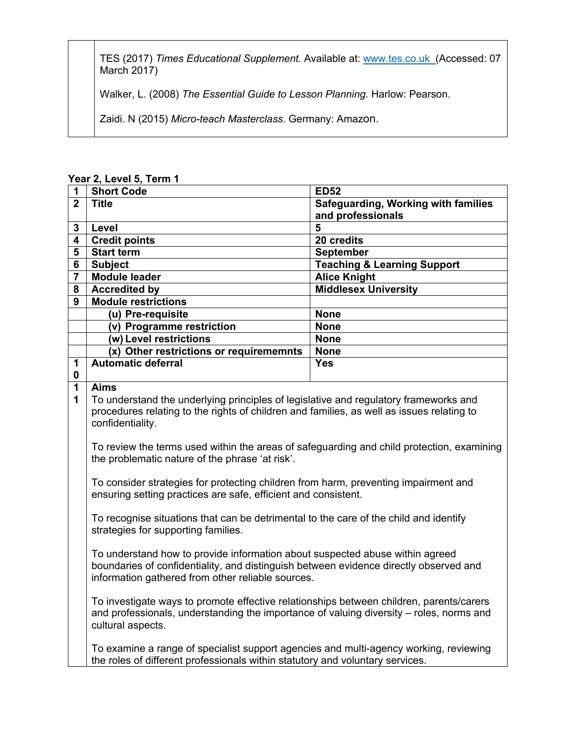| | |
|---|---|
| | TES (2017) *Times Educational Supplement.* Available at: www.tes.co.uk (Accessed: 07 March 2017)<br><br>Walker, L. (2008) *The Essential Guide to Lesson Planning.* Harlow: Pearson.<br><br>Zaidi. N (2015) *Micro-teach Masterclass*. Germany: Amazon. |

**Year 2, Level 5, Term 1**

| | | |
|---|---|---|
| **1** | **Short Code** | **ED52** |
| **2** | **Title** | **Safeguarding, Working with families and professionals** |
| **3** | **Level** | **5** |
| **4** | **Credit points** | **20 credits** |
| **5** | **Start term** | **September** |
| **6** | **Subject** | **Teaching & Learning Support** |
| **7** | **Module leader** | **Alice Knight** |
| **8** | **Accredited by** | **Middlesex University** |
| **9** | **Module restrictions** | |
| | **(u) Pre-requisite** | **None** |
| | **(v) Programme restriction** | **None** |
| | **(w) Level restrictions** | **None** |
| | **(x) Other restrictions or requirememnts** | **None** |
| **10** | **Automatic deferral** | **Yes** |
| **11** | **Aims**<br>To understand the underlying principles of legislative and regulatory frameworks and procedures relating to the rights of children and families, as well as issues relating to confidentiality.<br><br>To review the terms used within the areas of safeguarding and child protection, examining the problematic nature of the phrase 'at risk'.<br><br>To consider strategies for protecting children from harm, preventing impairment and ensuring setting practices are safe, efficient and consistent.<br><br>To recognise situations that can be detrimental to the care of the child and identify strategies for supporting families.<br><br>To understand how to provide information about suspected abuse within agreed boundaries of confidentiality, and distinguish between evidence directly observed and information gathered from other reliable sources.<br><br>To investigate ways to promote effective relationships between children, parents/carers and professionals, understanding the importance of valuing diversity – roles, norms and cultural aspects.<br><br>To examine a range of specialist support agencies and multi-agency working, reviewing the roles of different professionals within statutory and voluntary services. | |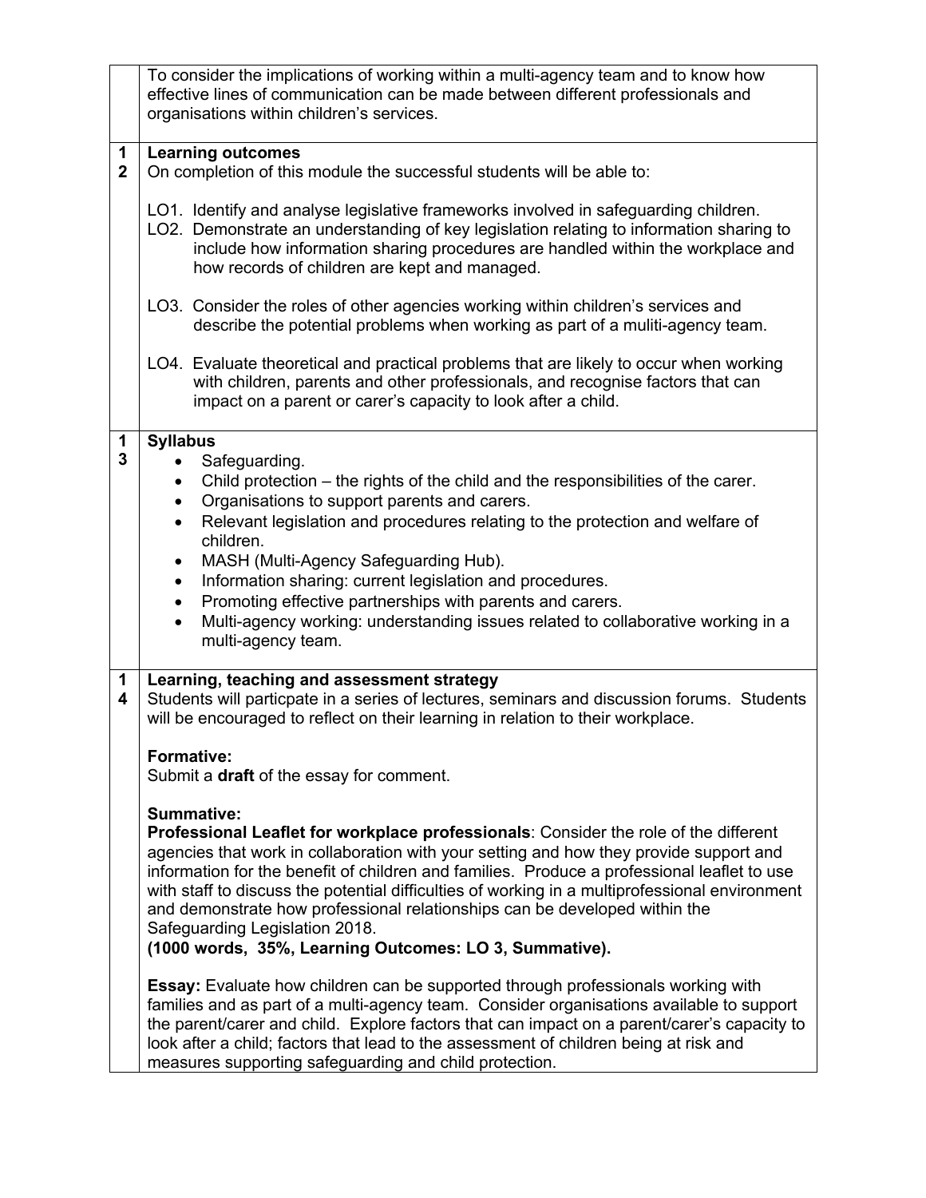| | |
|---|---|
| | To consider the implications of working within a multi-agency team and to know how effective lines of communication can be made between different professionals and organisations within children's services. |
| 12 | **Learning outcomes**<br>On completion of this module the successful students will be able to:<br><br>LO1. Identify and analyse legislative frameworks involved in safeguarding children.<br>LO2. Demonstrate an understanding of key legislation relating to information sharing to include how information sharing procedures are handled within the workplace and how records of children are kept and managed.<br><br>LO3. Consider the roles of other agencies working within children's services and describe the potential problems when working as part of a muliti-agency team.<br><br>LO4. Evaluate theoretical and practical problems that are likely to occur when working with children, parents and other professionals, and recognise factors that can impact on a parent or carer's capacity to look after a child. |
| 13 | **Syllabus**<br>• Safeguarding.<br>• Child protection – the rights of the child and the responsibilities of the carer.<br>• Organisations to support parents and carers.<br>• Relevant legislation and procedures relating to the protection and welfare of children.<br>• MASH (Multi-Agency Safeguarding Hub).<br>• Information sharing: current legislation and procedures.<br>• Promoting effective partnerships with parents and carers.<br>• Multi-agency working: understanding issues related to collaborative working in a multi-agency team. |
| 14 | **Learning, teaching and assessment strategy**<br>Students will particpate in a series of lectures, seminars and discussion forums. Students will be encouraged to reflect on their learning in relation to their workplace.<br><br>**Formative:**<br>Submit a **draft** of the essay for comment.<br><br>**Summative:**<br>**Professional Leaflet for workplace professionals**: Consider the role of the different agencies that work in collaboration with your setting and how they provide support and information for the benefit of children and families. Produce a professional leaflet to use with staff to discuss the potential difficulties of working in a multiprofessional environment and demonstrate how professional relationships can be developed within the Safeguarding Legislation 2018.<br>**(1000 words, 35%, Learning Outcomes: LO 3, Summative).**<br><br>**Essay:** Evaluate how children can be supported through professionals working with families and as part of a multi-agency team. Consider organisations available to support the parent/carer and child. Explore factors that can impact on a parent/carer's capacity to look after a child; factors that lead to the assessment of children being at risk and measures supporting safeguarding and child protection. |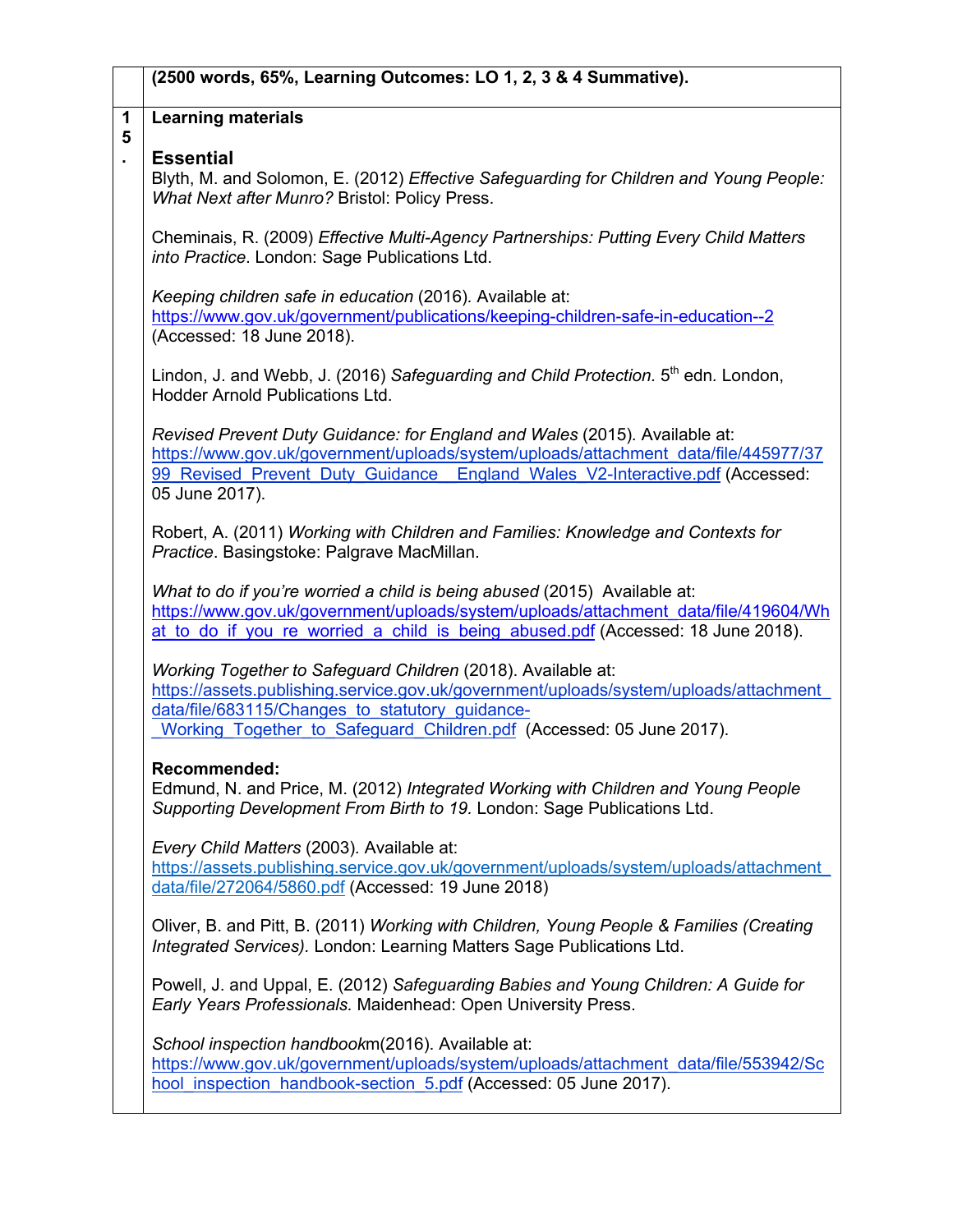(2500 words, 65%, Learning Outcomes: LO 1, 2, 3 & 4 Summative).

15. **Learning materials**

### Essential

Blyth, M. and Solomon, E. (2012) *Effective Safeguarding for Children and Young People: What Next after Munro?* Bristol: Policy Press.

Cheminais, R. (2009) *Effective Multi-Agency Partnerships: Putting Every Child Matters into Practice*. London: Sage Publications Ltd.

*Keeping children safe in education* (2016). Available at: https://www.gov.uk/government/publications/keeping-children-safe-in-education--2 (Accessed: 18 June 2018).

Lindon, J. and Webb, J. (2016) *Safeguarding and Child Protection.* 5th edn. London, Hodder Arnold Publications Ltd.

*Revised Prevent Duty Guidance: for England and Wales* (2015). Available at: https://www.gov.uk/government/uploads/system/uploads/attachment_data/file/445977/3799_Revised_Prevent_Duty_Guidance__England_Wales_V2-Interactive.pdf (Accessed: 05 June 2017).

Robert, A. (2011) *Working with Children and Families: Knowledge and Contexts for Practice*. Basingstoke: Palgrave MacMillan.

*What to do if you're worried a child is being abused* (2015) Available at: https://www.gov.uk/government/uploads/system/uploads/attachment_data/file/419604/What_to_do_if_you_re_worried_a_child_is_being_abused.pdf (Accessed: 18 June 2018).

*Working Together to Safeguard Children* (2018). Available at: https://assets.publishing.service.gov.uk/government/uploads/system/uploads/attachment_data/file/683115/Changes_to_statutory_guidance-_Working_Together_to_Safeguard_Children.pdf (Accessed: 05 June 2017).

**Recommended:**

Edmund, N. and Price, M. (2012) *Integrated Working with Children and Young People Supporting Development From Birth to 19.* London: Sage Publications Ltd.

*Every Child Matters* (2003). Available at: https://assets.publishing.service.gov.uk/government/uploads/system/uploads/attachment_data/file/272064/5860.pdf (Accessed: 19 June 2018)

Oliver, B. and Pitt, B. (2011) *Working with Children, Young People & Families (Creating Integrated Services).* London: Learning Matters Sage Publications Ltd.

Powell, J. and Uppal, E. (2012) *Safeguarding Babies and Young Children: A Guide for Early Years Professionals.* Maidenhead: Open University Press.

*School inspection handbook*m(2016). Available at: https://www.gov.uk/government/uploads/system/uploads/attachment_data/file/553942/School_inspection_handbook-section_5.pdf (Accessed: 05 June 2017).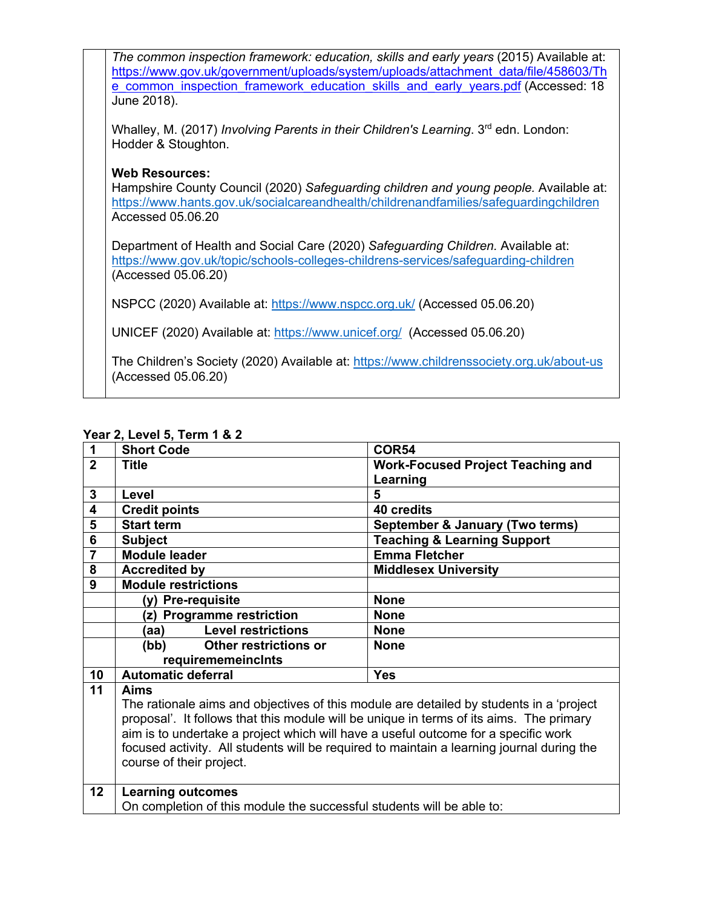*The common inspection framework: education, skills and early years* (2015) Available at: https://www.gov.uk/government/uploads/system/uploads/attachment_data/file/458603/The_common_inspection_framework_education_skills_and_early_years.pdf (Accessed: 18 June 2018).

Whalley, M. (2017) *Involving Parents in their Children's Learning*. 3rd edn. London: Hodder & Stoughton.

**Web Resources:**
Hampshire County Council (2020) *Safeguarding children and young people.* Available at: https://www.hants.gov.uk/socialcareandhealth/childrenandfamilies/safeguardingchildren Accessed 05.06.20

Department of Health and Social Care (2020) *Safeguarding Children.* Available at: https://www.gov.uk/topic/schools-colleges-childrens-services/safeguarding-children (Accessed 05.06.20)

NSPCC (2020) Available at: https://www.nspcc.org.uk/ (Accessed 05.06.20)

UNICEF (2020) Available at: https://www.unicef.org/ (Accessed 05.06.20)

The Children's Society (2020) Available at: https://www.childrenssociety.org.uk/about-us (Accessed 05.06.20)

**Year 2, Level 5, Term 1 & 2**

| 1 | **Short Code** | **COR54** |
|---|---|---|
| 2 | **Title** | **Work-Focused Project Teaching and Learning** |
| 3 | **Level** | **5** |
| 4 | **Credit points** | **40 credits** |
| 5 | **Start term** | **September & January (Two terms)** |
| 6 | **Subject** | **Teaching & Learning Support** |
| 7 | **Module leader** | **Emma Fletcher** |
| 8 | **Accredited by** | **Middlesex University** |
| 9 | **Module restrictions** | |
| | **(y) Pre-requisite** | **None** |
| | **(z) Programme restriction** | **None** |
| | **(aa) Level restrictions** | **None** |
| | **(bb) Other restrictions or requirememeinclnts** | **None** |
| 10 | **Automatic deferral** | **Yes** |
| 11 | **Aims**<br>The rationale aims and objectives of this module are detailed by students in a 'project proposal'. It follows that this module will be unique in terms of its aims. The primary aim is to undertake a project which will have a useful outcome for a specific work focused activity. All students will be required to maintain a learning journal during the course of their project. | |
| 12 | **Learning outcomes**<br>On completion of this module the successful students will be able to: | |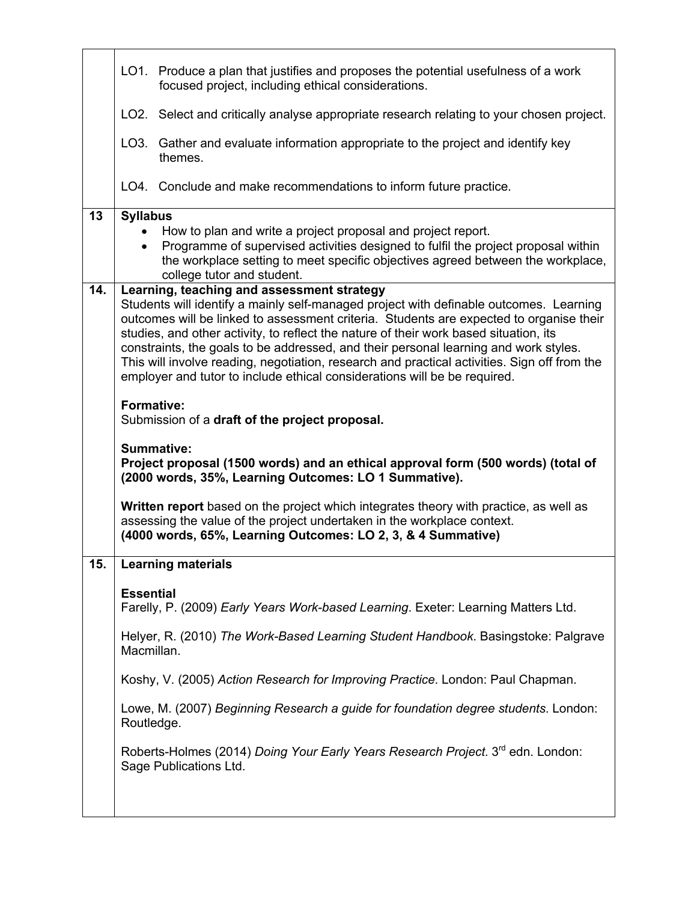| | |
|---|---|
| | LO1. Produce a plan that justifies and proposes the potential usefulness of a work focused project, including ethical considerations.<br><br>LO2. Select and critically analyse appropriate research relating to your chosen project.<br><br>LO3. Gather and evaluate information appropriate to the project and identify key themes.<br><br>LO4. Conclude and make recommendations to inform future practice. |
| 13 | **Syllabus**<br>• How to plan and write a project proposal and project report.<br>• Programme of supervised activities designed to fulfil the project proposal within the workplace setting to meet specific objectives agreed between the workplace, college tutor and student. |
| 14. | **Learning, teaching and assessment strategy**<br>Students will identify a mainly self-managed project with definable outcomes. Learning outcomes will be linked to assessment criteria. Students are expected to organise their studies, and other activity, to reflect the nature of their work based situation, its constraints, the goals to be addressed, and their personal learning and work styles. This will involve reading, negotiation, research and practical activities. Sign off from the employer and tutor to include ethical considerations will be be required.<br><br>**Formative:**<br>Submission of a **draft of the project proposal.**<br><br>**Summative:**<br>**Project proposal (1500 words) and an ethical approval form (500 words) (total of (2000 words, 35%, Learning Outcomes: LO 1 Summative).**<br><br>**Written report** based on the project which integrates theory with practice, as well as assessing the value of the project undertaken in the workplace context.<br>**(4000 words, 65%, Learning Outcomes: LO 2, 3, & 4 Summative)** |
| 15. | **Learning materials**<br><br>**Essential**<br>Farelly, P. (2009) *Early Years Work-based Learning*. Exeter: Learning Matters Ltd.<br><br>Helyer, R. (2010) *The Work-Based Learning Student Handbook*. Basingstoke: Palgrave Macmillan.<br><br>Koshy, V. (2005) *Action Research for Improving Practice*. London: Paul Chapman.<br><br>Lowe, M. (2007) *Beginning Research a guide for foundation degree students*. London: Routledge.<br><br>Roberts-Holmes (2014) *Doing Your Early Years Research Project*. 3rd edn. London: Sage Publications Ltd. |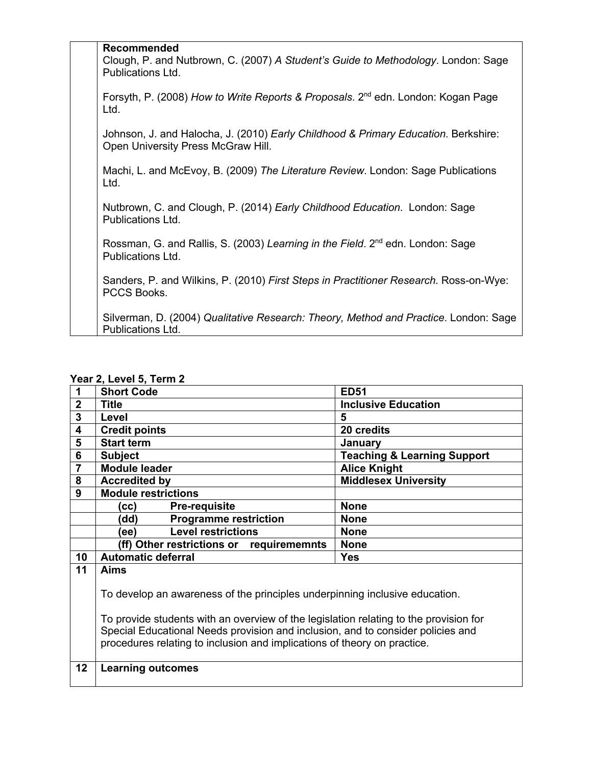| | **Recommended**<br>Clough, P. and Nutbrown, C. (2007) *A Student's Guide to Methodology*. London: Sage Publications Ltd.<br><br>Forsyth, P. (2008) *How to Write Reports & Proposals*. 2nd edn. London: Kogan Page Ltd.<br><br>Johnson, J. and Halocha, J. (2010) *Early Childhood & Primary Education*. Berkshire: Open University Press McGraw Hill.<br><br>Machi, L. and McEvoy, B. (2009) *The Literature Review*. London: Sage Publications Ltd.<br><br>Nutbrown, C. and Clough, P. (2014) *Early Childhood Education*. London: Sage Publications Ltd.<br><br>Rossman, G. and Rallis, S. (2003) *Learning in the Field*. 2nd edn. London: Sage Publications Ltd.<br><br>Sanders, P. and Wilkins, P. (2010) *First Steps in Practitioner Research*. Ross-on-Wye: PCCS Books.<br><br>Silverman, D. (2004) *Qualitative Research: Theory, Method and Practice*. London: Sage Publications Ltd. |
|---|---|

**Year 2, Level 5, Term 2**

| | | |
|---|---|---|
| **1** | **Short Code** | **ED51** |
| **2** | **Title** | **Inclusive Education** |
| **3** | **Level** | **5** |
| **4** | **Credit points** | **20 credits** |
| **5** | **Start term** | **January** |
| **6** | **Subject** | **Teaching & Learning Support** |
| **7** | **Module leader** | **Alice Knight** |
| **8** | **Accredited by** | **Middlesex University** |
| **9** | **Module restrictions** | |
| | **(cc) Pre-requisite** | **None** |
| | **(dd) Programme restriction** | **None** |
| | **(ee) Level restrictions** | **None** |
| | **(ff) Other restrictions or requirememnts** | **None** |
| **10** | **Automatic deferral** | **Yes** |
| **11** | **Aims**<br><br>To develop an awareness of the principles underpinning inclusive education.<br><br>To provide students with an overview of the legislation relating to the provision for Special Educational Needs provision and inclusion, and to consider policies and procedures relating to inclusion and implications of theory on practice. | |
| **12** | **Learning outcomes** | |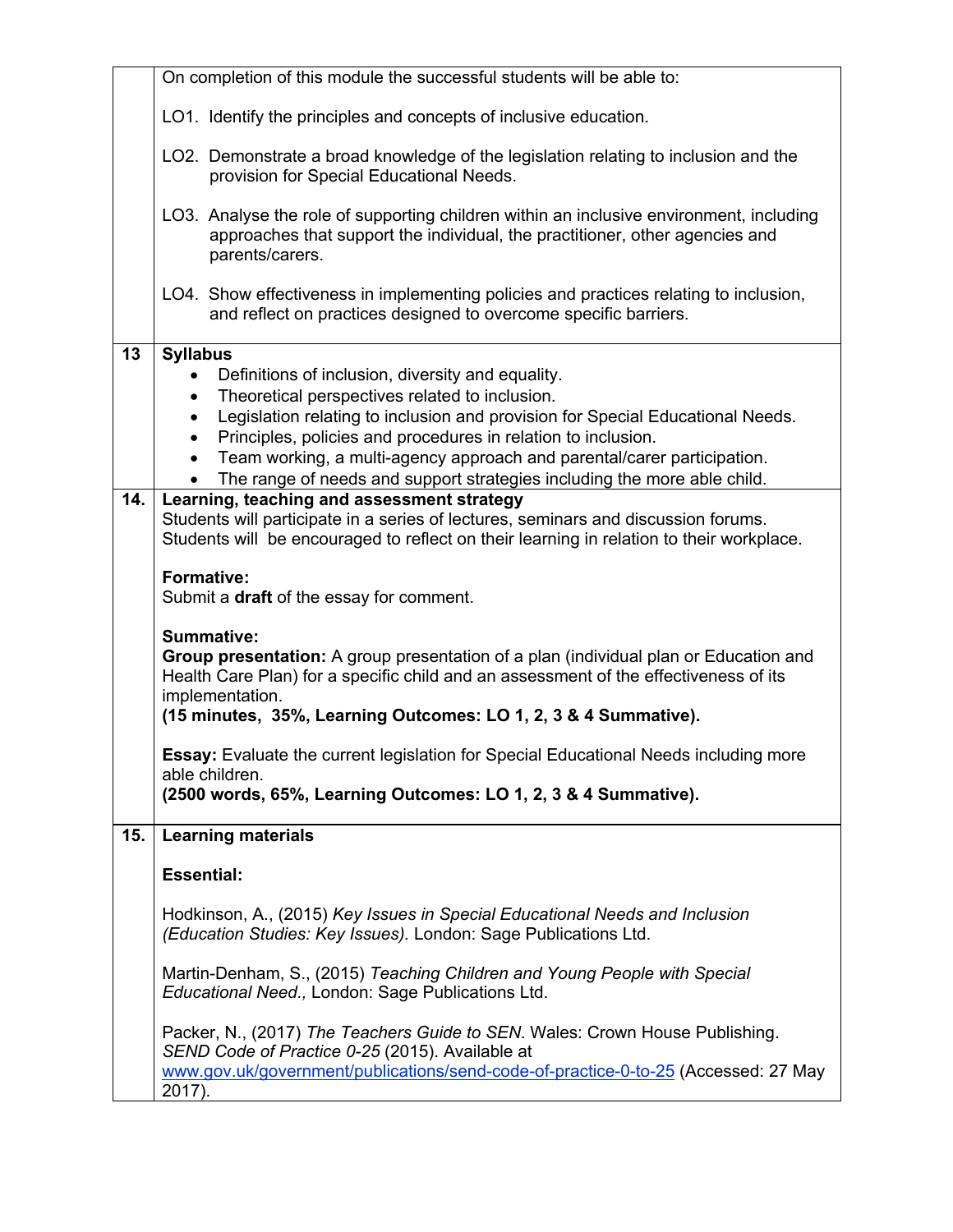On completion of this module the successful students will be able to:

LO1. Identify the principles and concepts of inclusive education.

LO2. Demonstrate a broad knowledge of the legislation relating to inclusion and the provision for Special Educational Needs.

LO3. Analyse the role of supporting children within an inclusive environment, including approaches that support the individual, the practitioner, other agencies and parents/carers.

LO4. Show effectiveness in implementing policies and practices relating to inclusion, and reflect on practices designed to overcome specific barriers.

**13 Syllabus**

- Definitions of inclusion, diversity and equality.
- Theoretical perspectives related to inclusion.
- Legislation relating to inclusion and provision for Special Educational Needs.
- Principles, policies and procedures in relation to inclusion.
- Team working, a multi-agency approach and parental/carer participation.
- The range of needs and support strategies including the more able child.

**14. Learning, teaching and assessment strategy**

Students will participate in a series of lectures, seminars and discussion forums. Students will be encouraged to reflect on their learning in relation to their workplace.

**Formative:**
Submit a **draft** of the essay for comment.

**Summative:**
**Group presentation:** A group presentation of a plan (individual plan or Education and Health Care Plan) for a specific child and an assessment of the effectiveness of its implementation.
**(15 minutes, 35%, Learning Outcomes: LO 1, 2, 3 & 4 Summative).**

**Essay:** Evaluate the current legislation for Special Educational Needs including more able children.
**(2500 words, 65%, Learning Outcomes: LO 1, 2, 3 & 4 Summative).**

**15. Learning materials**

**Essential:**

Hodkinson, A., (2015) *Key Issues in Special Educational Needs and Inclusion (Education Studies: Key Issues).* London: Sage Publications Ltd.

Martin-Denham, S., (2015) *Teaching Children and Young People with Special Educational Need.,* London: Sage Publications Ltd.

Packer, N., (2017) *The Teachers Guide to SEN*. Wales: Crown House Publishing.
*SEND Code of Practice 0-25* (2015). Available at www.gov.uk/government/publications/send-code-of-practice-0-to-25 (Accessed: 27 May 2017).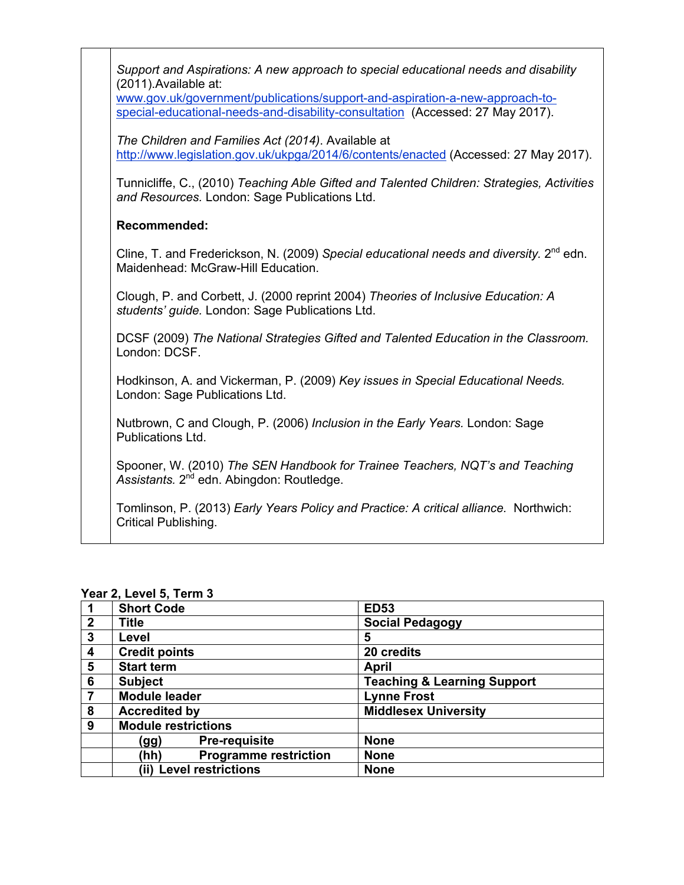*Support and Aspirations: A new approach to special educational needs and disability* (2011).Available at: [www.gov.uk/government/publications/support-and-aspiration-a-new-approach-to-special-educational-needs-and-disability-consultation](www.gov.uk/government/publications/support-and-aspiration-a-new-approach-to-special-educational-needs-and-disability-consultation) (Accessed: 27 May 2017).

*The Children and Families Act (2014)*. Available at [http://www.legislation.gov.uk/ukpga/2014/6/contents/enacted](http://www.legislation.gov.uk/ukpga/2014/6/contents/enacted) (Accessed: 27 May 2017).

Tunnicliffe, C., (2010) *Teaching Able Gifted and Talented Children: Strategies, Activities and Resources.* London: Sage Publications Ltd.

**Recommended:**

Cline, T. and Frederickson, N. (2009) *Special educational needs and diversity.* 2nd edn. Maidenhead: McGraw-Hill Education.

Clough, P. and Corbett, J. (2000 reprint 2004) *Theories of Inclusive Education: A students' guide.* London: Sage Publications Ltd.

DCSF (2009) *The National Strategies Gifted and Talented Education in the Classroom.* London: DCSF.

Hodkinson, A. and Vickerman, P. (2009) *Key issues in Special Educational Needs.* London: Sage Publications Ltd.

Nutbrown, C and Clough, P. (2006) *Inclusion in the Early Years.* London: Sage Publications Ltd.

Spooner, W. (2010) *The SEN Handbook for Trainee Teachers, NQT's and Teaching Assistants.* 2nd edn. Abingdon: Routledge.

Tomlinson, P. (2013) *Early Years Policy and Practice: A critical alliance.* Northwich: Critical Publishing.

**Year 2, Level 5, Term 3**

| 1 | **Short Code** | **ED53** |
|---|---|---|
| 2 | **Title** | **Social Pedagogy** |
| 3 | **Level** | **5** |
| 4 | **Credit points** | **20 credits** |
| 5 | **Start term** | **April** |
| 6 | **Subject** | **Teaching & Learning Support** |
| 7 | **Module leader** | **Lynne Frost** |
| 8 | **Accredited by** | **Middlesex University** |
| 9 | **Module restrictions** | |
| | **(gg) Pre-requisite** | **None** |
| | **(hh) Programme restriction** | **None** |
| | **(ii) Level restrictions** | **None** |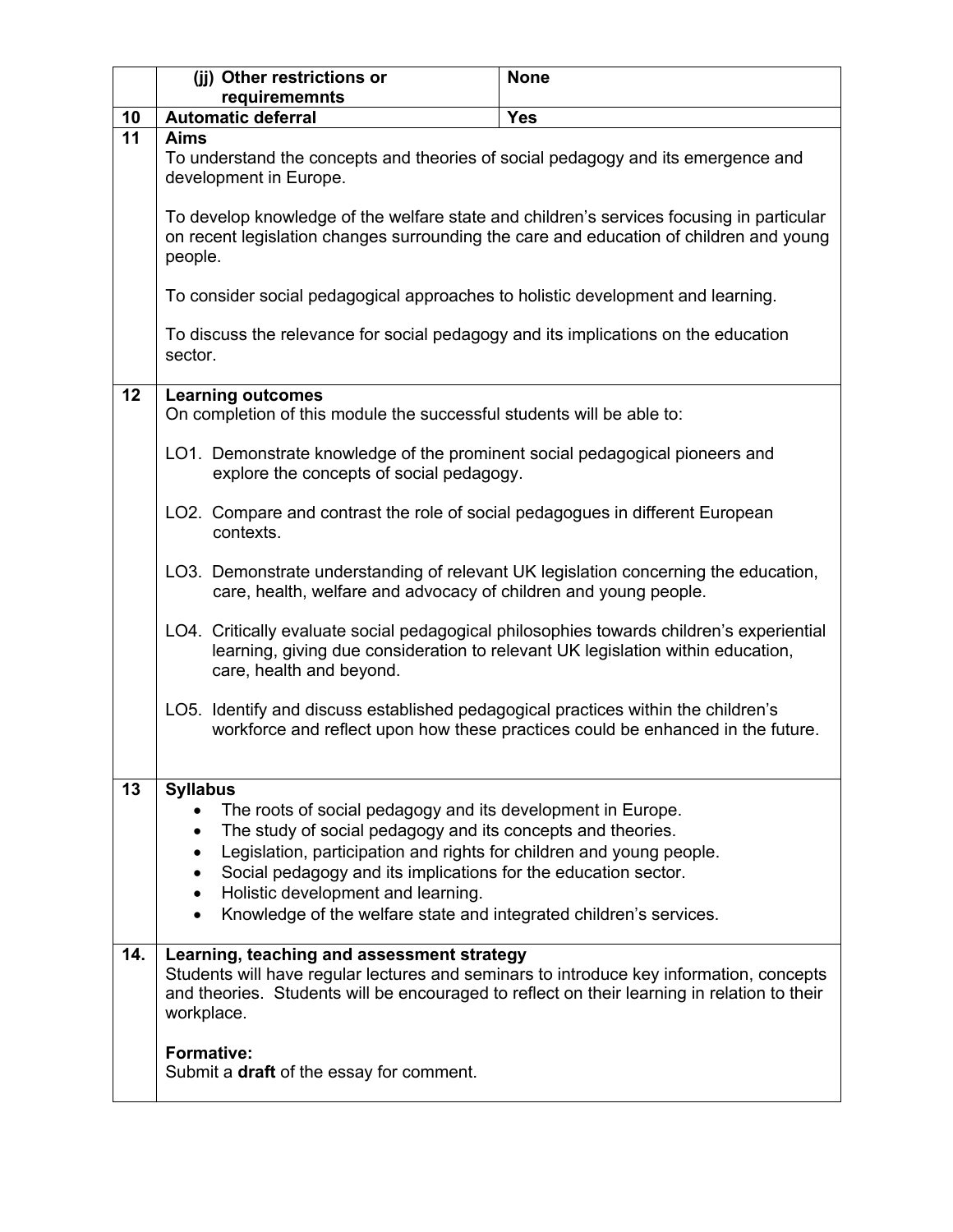| | | |
|---|---|---|
| | **(jj) Other restrictions or requirememnts** | **None** |
| **10** | **Automatic deferral** | **Yes** |

| | |
|---|---|
| **11** | **Aims**<br>To understand the concepts and theories of social pedagogy and its emergence and development in Europe.<br><br>To develop knowledge of the welfare state and children's services focusing in particular on recent legislation changes surrounding the care and education of children and young people.<br><br>To consider social pedagogical approaches to holistic development and learning.<br><br>To discuss the relevance for social pedagogy and its implications on the education sector. |
| **12** | **Learning outcomes**<br>On completion of this module the successful students will be able to:<br><br>LO1. Demonstrate knowledge of the prominent social pedagogical pioneers and explore the concepts of social pedagogy.<br><br>LO2. Compare and contrast the role of social pedagogues in different European contexts.<br><br>LO3. Demonstrate understanding of relevant UK legislation concerning the education, care, health, welfare and advocacy of children and young people.<br><br>LO4. Critically evaluate social pedagogical philosophies towards children's experiential learning, giving due consideration to relevant UK legislation within education, care, health and beyond.<br><br>LO5. Identify and discuss established pedagogical practices within the children's workforce and reflect upon how these practices could be enhanced in the future. |
| **13** | **Syllabus**<br>• The roots of social pedagogy and its development in Europe.<br>• The study of social pedagogy and its concepts and theories.<br>• Legislation, participation and rights for children and young people.<br>• Social pedagogy and its implications for the education sector.<br>• Holistic development and learning.<br>• Knowledge of the welfare state and integrated children's services. |
| **14.** | **Learning, teaching and assessment strategy**<br>Students will have regular lectures and seminars to introduce key information, concepts and theories. Students will be encouraged to reflect on their learning in relation to their workplace.<br><br>**Formative:**<br>Submit a **draft** of the essay for comment. |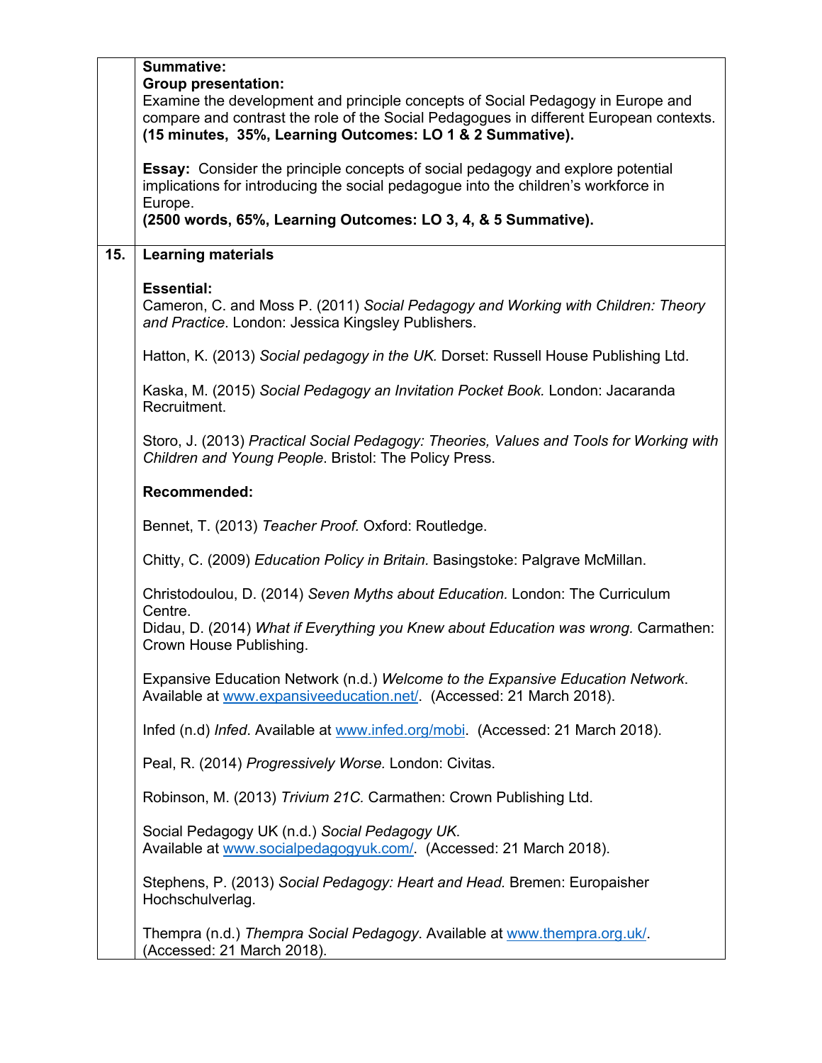**Summative:**

**Group presentation:**

Examine the development and principle concepts of Social Pedagogy in Europe and compare and contrast the role of the Social Pedagogues in different European contexts. **(15 minutes, 35%, Learning Outcomes: LO 1 & 2 Summative).**

**Essay:** Consider the principle concepts of social pedagogy and explore potential implications for introducing the social pedagogue into the children's workforce in Europe.
**(2500 words, 65%, Learning Outcomes: LO 3, 4, & 5 Summative).**

**15. Learning materials**

**Essential:**

Cameron, C. and Moss P. (2011) *Social Pedagogy and Working with Children: Theory and Practice*. London: Jessica Kingsley Publishers.

Hatton, K. (2013) *Social pedagogy in the UK.* Dorset: Russell House Publishing Ltd.

Kaska, M. (2015) *Social Pedagogy an Invitation Pocket Book.* London: Jacaranda Recruitment.

Storo, J. (2013) *Practical Social Pedagogy: Theories, Values and Tools for Working with Children and Young People*. Bristol: The Policy Press.

**Recommended:**

Bennet, T. (2013) *Teacher Proof.* Oxford: Routledge.

Chitty, C. (2009) *Education Policy in Britain.* Basingstoke: Palgrave McMillan.

Christodoulou, D. (2014) *Seven Myths about Education.* London: The Curriculum Centre.
Didau, D. (2014) *What if Everything you Knew about Education was wrong.* Carmathen: Crown House Publishing.

Expansive Education Network (n.d.) *Welcome to the Expansive Education Network*. Available at www.expansiveeducation.net/. (Accessed: 21 March 2018).

Infed (n.d) *Infed.* Available at www.infed.org/mobi. (Accessed: 21 March 2018).

Peal, R. (2014) *Progressively Worse.* London: Civitas.

Robinson, M. (2013) *Trivium 21C.* Carmathen: Crown Publishing Ltd.

Social Pedagogy UK (n.d.) *Social Pedagogy UK*.
Available at www.socialpedagogyuk.com/. (Accessed: 21 March 2018).

Stephens, P. (2013) *Social Pedagogy: Heart and Head.* Bremen: Europaisher Hochschulverlag.

Thempra (n.d.) *Thempra Social Pedagogy*. Available at www.thempra.org.uk/. (Accessed: 21 March 2018).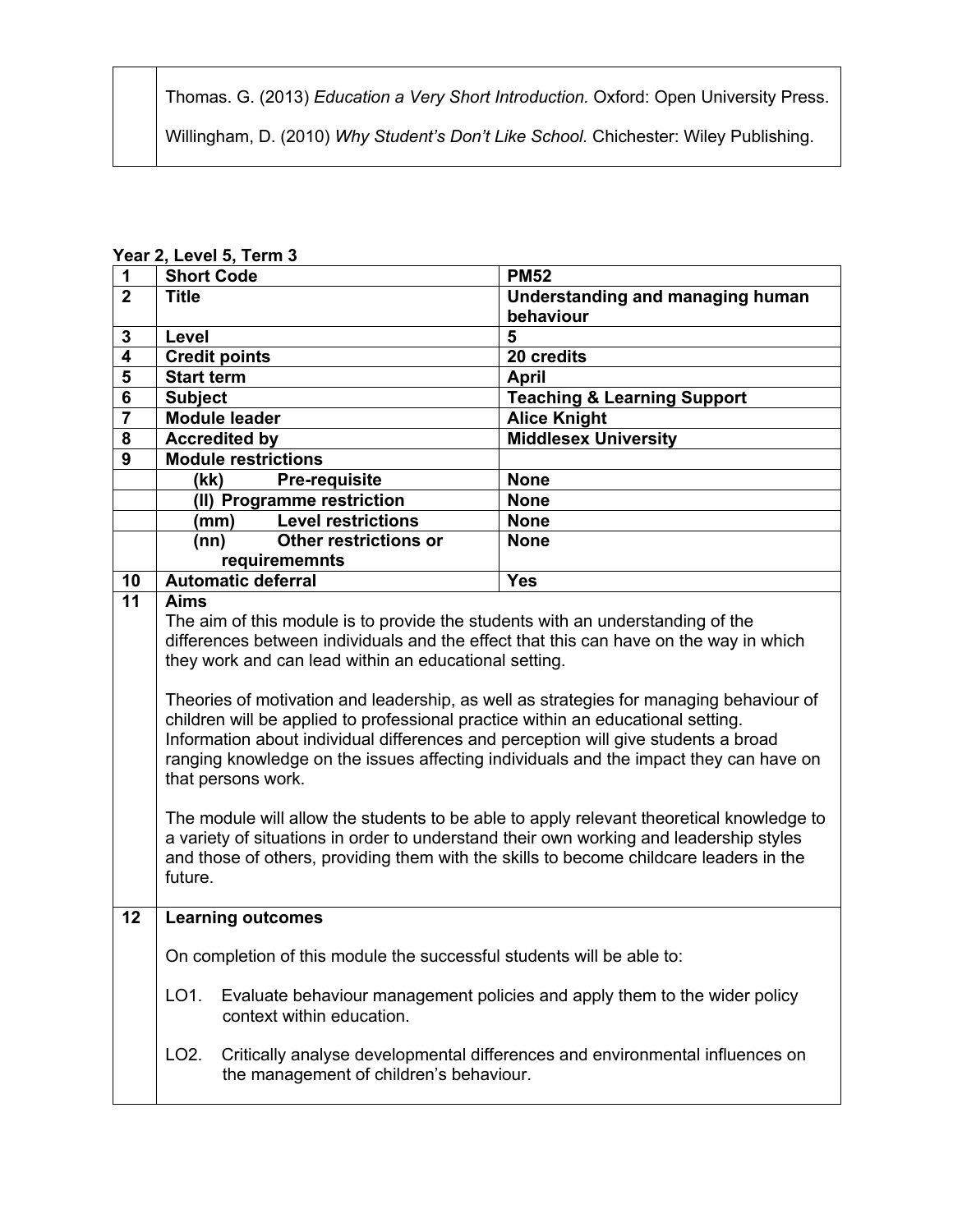| | |
|---|---|
| | Thomas. G. (2013) *Education a Very Short Introduction.* Oxford: Open University Press.<br><br>Willingham, D. (2010) *Why Student's Don't Like School.* Chichester: Wiley Publishing. |

**Year 2, Level 5, Term 3**

| | | |
|---|---|---|
| **1** | **Short Code** | **PM52** |
| **2** | **Title** | **Understanding and managing human behaviour** |
| **3** | **Level** | **5** |
| **4** | **Credit points** | **20 credits** |
| **5** | **Start term** | **April** |
| **6** | **Subject** | **Teaching & Learning Support** |
| **7** | **Module leader** | **Alice Knight** |
| **8** | **Accredited by** | **Middlesex University** |
| **9** | **Module restrictions** | |
| | **(kk) Pre-requisite** | **None** |
| | **(ll) Programme restriction** | **None** |
| | **(mm) Level restrictions** | **None** |
| | **(nn) Other restrictions or requirememnts** | **None** |
| **10** | **Automatic deferral** | **Yes** |
| **11** | **Aims**<br>The aim of this module is to provide the students with an understanding of the differences between individuals and the effect that this can have on the way in which they work and can lead within an educational setting.<br><br>Theories of motivation and leadership, as well as strategies for managing behaviour of children will be applied to professional practice within an educational setting. Information about individual differences and perception will give students a broad ranging knowledge on the issues affecting individuals and the impact they can have on that persons work.<br><br>The module will allow the students to be able to apply relevant theoretical knowledge to a variety of situations in order to understand their own working and leadership styles and those of others, providing them with the skills to become childcare leaders in the future. | |
| **12** | **Learning outcomes**<br><br>On completion of this module the successful students will be able to:<br><br>LO1. Evaluate behaviour management policies and apply them to the wider policy context within education.<br><br>LO2. Critically analyse developmental differences and environmental influences on the management of children's behaviour. | |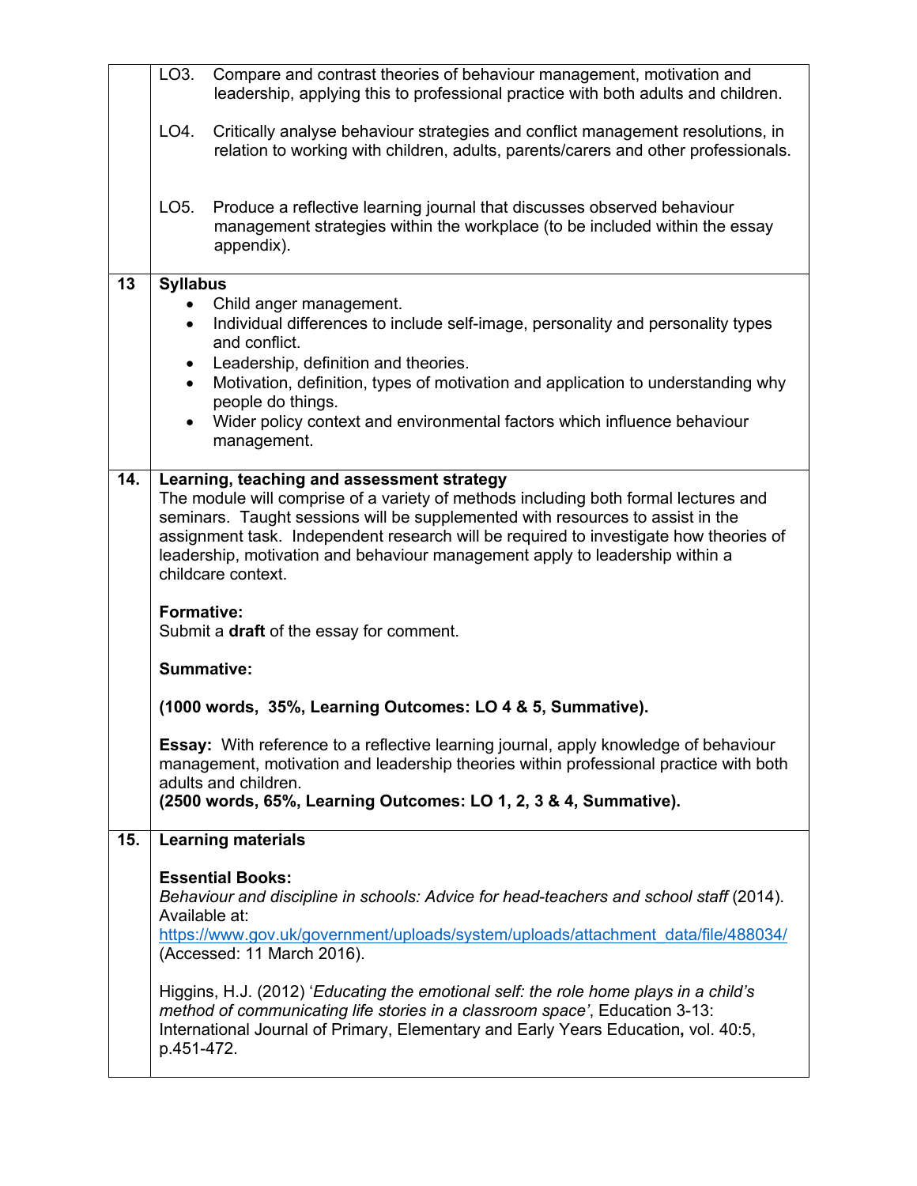| | |
|---|---|
| | LO3. Compare and contrast theories of behaviour management, motivation and leadership, applying this to professional practice with both adults and children.<br><br>LO4. Critically analyse behaviour strategies and conflict management resolutions, in relation to working with children, adults, parents/carers and other professionals.<br><br>LO5. Produce a reflective learning journal that discusses observed behaviour management strategies within the workplace (to be included within the essay appendix). |
| **13** | **Syllabus**<br>• Child anger management.<br>• Individual differences to include self-image, personality and personality types and conflict.<br>• Leadership, definition and theories.<br>• Motivation, definition, types of motivation and application to understanding why people do things.<br>• Wider policy context and environmental factors which influence behaviour management. |
| **14.** | **Learning, teaching and assessment strategy**<br>The module will comprise of a variety of methods including both formal lectures and seminars. Taught sessions will be supplemented with resources to assist in the assignment task. Independent research will be required to investigate how theories of leadership, motivation and behaviour management apply to leadership within a childcare context.<br><br>**Formative:**<br>Submit a **draft** of the essay for comment.<br><br>**Summative:**<br><br>**(1000 words, 35%, Learning Outcomes: LO 4 & 5, Summative).**<br><br>**Essay:** With reference to a reflective learning journal, apply knowledge of behaviour management, motivation and leadership theories within professional practice with both adults and children.<br>**(2500 words, 65%, Learning Outcomes: LO 1, 2, 3 & 4, Summative).** |
| **15.** | **Learning materials**<br><br>**Essential Books:**<br>*Behaviour and discipline in schools: Advice for head-teachers and school staff* (2014). Available at:<br>https://www.gov.uk/government/uploads/system/uploads/attachment_data/file/488034/ (Accessed: 11 March 2016).<br><br>Higgins, H.J. (2012) '*Educating the emotional self: the role home plays in a child's method of communicating life stories in a classroom space*', Education 3-13: International Journal of Primary, Elementary and Early Years Education, vol. 40:5, p.451-472. |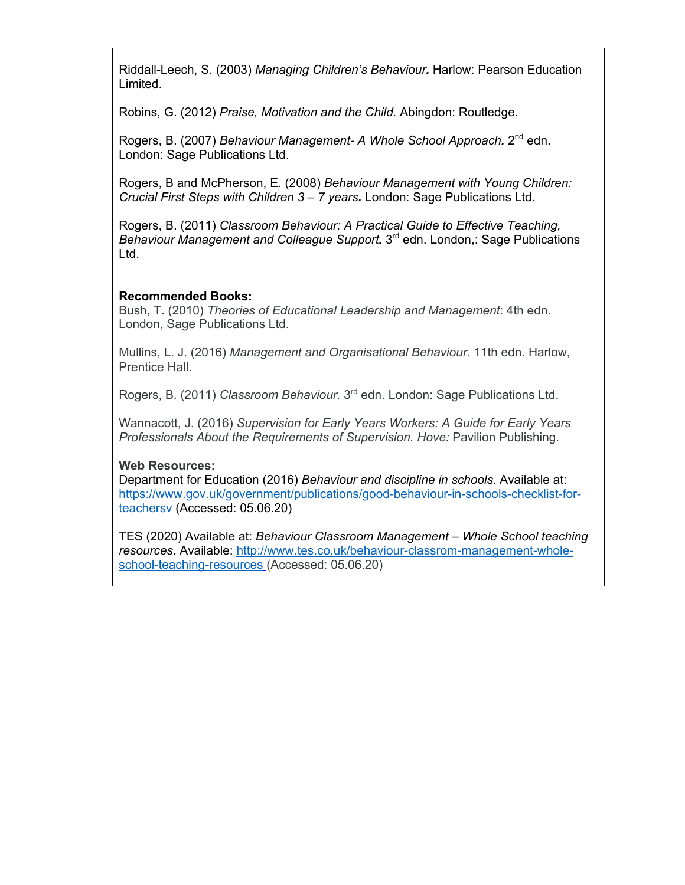Riddall-Leech, S. (2003) *Managing Children's Behaviour.* Harlow: Pearson Education Limited.

Robins, G. (2012) *Praise, Motivation and the Child.* Abingdon: Routledge.

Rogers, B. (2007) *Behaviour Management- A Whole School Approach.* 2nd edn. London: Sage Publications Ltd.

Rogers, B and McPherson, E. (2008) *Behaviour Management with Young Children: Crucial First Steps with Children 3 – 7 years.* London: Sage Publications Ltd.

Rogers, B. (2011) *Classroom Behaviour: A Practical Guide to Effective Teaching, Behaviour Management and Colleague Support.* 3rd edn. London,: Sage Publications Ltd.

**Recommended Books:**

Bush, T. (2010) *Theories of Educational Leadership and Management*: 4th edn. London, Sage Publications Ltd.

Mullins, L. J. (2016) *Management and Organisational Behaviour*. 11th edn. Harlow, Prentice Hall.

Rogers, B. (2011) *Classroom Behaviour.* 3rd edn. London: Sage Publications Ltd.

Wannacott, J. (2016) *Supervision for Early Years Workers: A Guide for Early Years Professionals About the Requirements of Supervision. Hove:* Pavilion Publishing.

**Web Resources:**

Department for Education (2016) *Behaviour and discipline in schools.* Available at: https://www.gov.uk/government/publications/good-behaviour-in-schools-checklist-for-teachersv (Accessed: 05.06.20)

TES (2020) Available at: *Behaviour Classroom Management – Whole School teaching resources.* Available: http://www.tes.co.uk/behaviour-classroom-management-whole-school-teaching-resources (Accessed: 05.06.20)